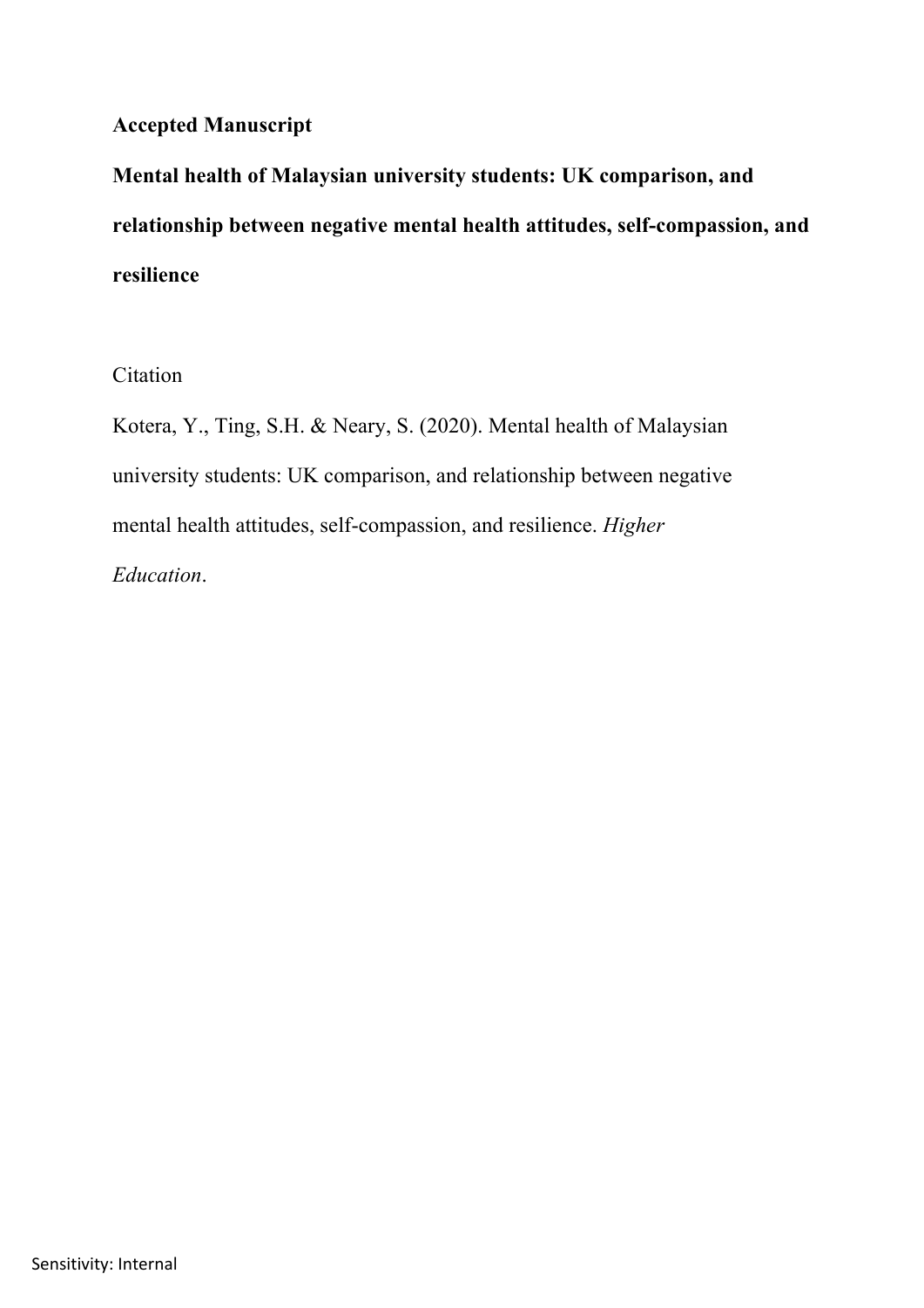**Accepted Manuscript**

# Mental health of Malaysian university students: UK comparison, and relationship between negative mental health attitudes, self-compassion, and resilience

Citation

Kotera, Y., Ting, S.H. & Neary, S. (2020). Mental health of Malaysian university students: UK comparison, and relationship between negative mental health attitudes, self-compassion, and resilience. *Higher Education*.

Sensitivity: Internal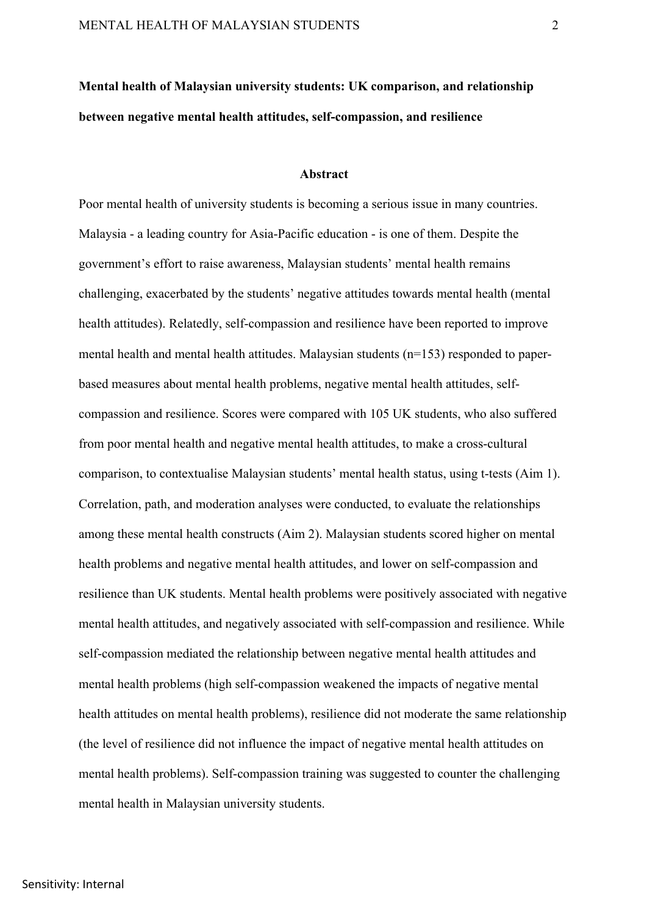**Mental health of Malaysian university students: UK comparison, and relationship between negative mental health attitudes, self-compassion, and resilience**

## Abstract

Poor mental health of university students is becoming a serious issue in many countries. Malaysia - a leading country for Asia-Pacific education - is one of them. Despite the government's effort to raise awareness, Malaysian students' mental health remains challenging, exacerbated by the students' negative attitudes towards mental health (mental health attitudes). Relatedly, self-compassion and resilience have been reported to improve mental health and mental health attitudes. Malaysian students (n=153) responded to paper-based measures about mental health problems, negative mental health attitudes, self-compassion and resilience. Scores were compared with 105 UK students, who also suffered from poor mental health and negative mental health attitudes, to make a cross-cultural comparison, to contextualise Malaysian students' mental health status, using t-tests (Aim 1). Correlation, path, and moderation analyses were conducted, to evaluate the relationships among these mental health constructs (Aim 2). Malaysian students scored higher on mental health problems and negative mental health attitudes, and lower on self-compassion and resilience than UK students. Mental health problems were positively associated with negative mental health attitudes, and negatively associated with self-compassion and resilience. While self-compassion mediated the relationship between negative mental health attitudes and mental health problems (high self-compassion weakened the impacts of negative mental health attitudes on mental health problems), resilience did not moderate the same relationship (the level of resilience did not influence the impact of negative mental health attitudes on mental health problems). Self-compassion training was suggested to counter the challenging mental health in Malaysian university students.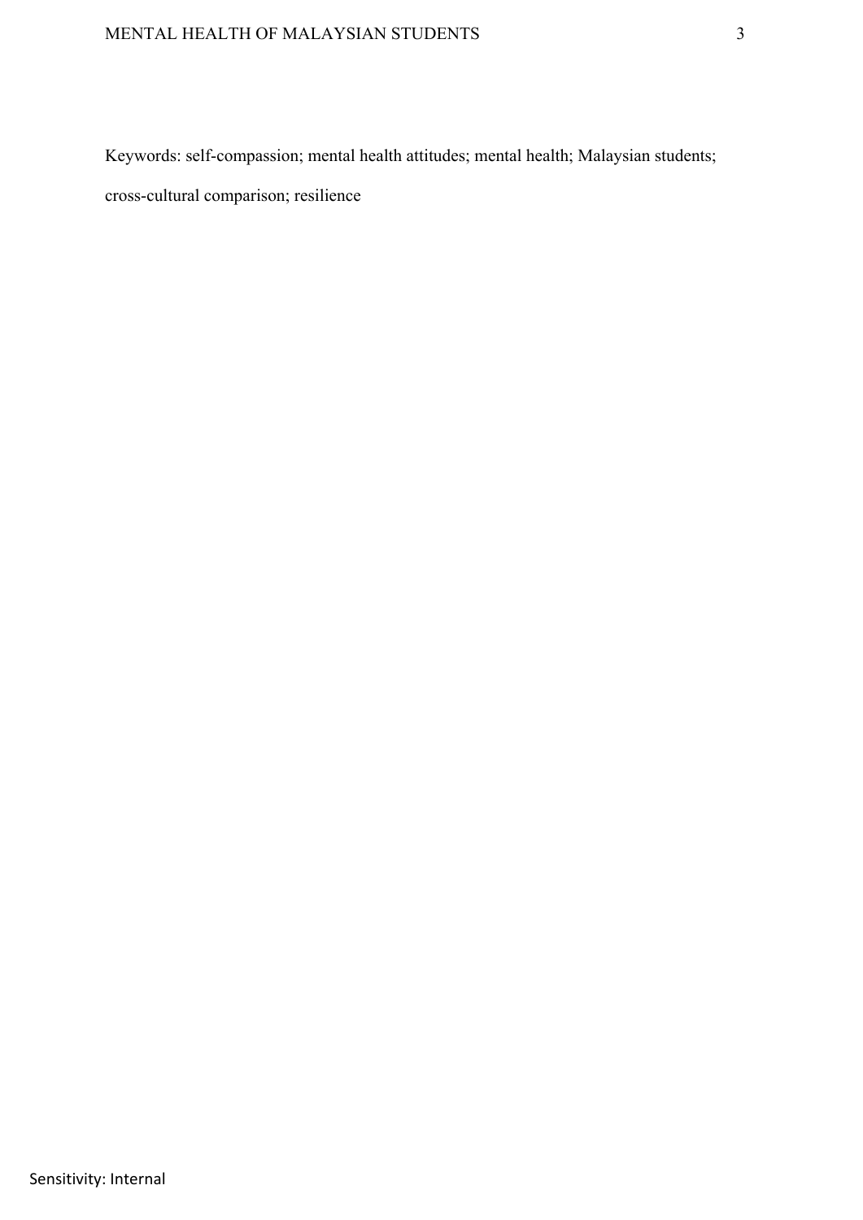Keywords: self-compassion; mental health attitudes; mental health; Malaysian students; cross-cultural comparison; resilience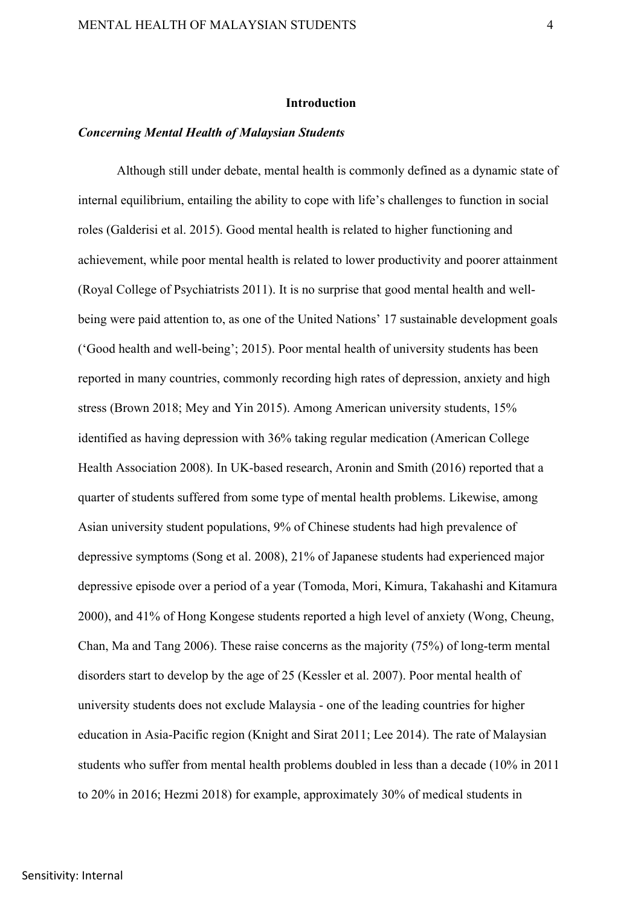## Introduction

### *Concerning Mental Health of Malaysian Students*

Although still under debate, mental health is commonly defined as a dynamic state of internal equilibrium, entailing the ability to cope with life's challenges to function in social roles (Galderisi et al. 2015). Good mental health is related to higher functioning and achievement, while poor mental health is related to lower productivity and poorer attainment (Royal College of Psychiatrists 2011). It is no surprise that good mental health and well-being were paid attention to, as one of the United Nations' 17 sustainable development goals ('Good health and well-being'; 2015). Poor mental health of university students has been reported in many countries, commonly recording high rates of depression, anxiety and high stress (Brown 2018; Mey and Yin 2015). Among American university students, 15% identified as having depression with 36% taking regular medication (American College Health Association 2008). In UK-based research, Aronin and Smith (2016) reported that a quarter of students suffered from some type of mental health problems. Likewise, among Asian university student populations, 9% of Chinese students had high prevalence of depressive symptoms (Song et al. 2008), 21% of Japanese students had experienced major depressive episode over a period of a year (Tomoda, Mori, Kimura, Takahashi and Kitamura 2000), and 41% of Hong Kongese students reported a high level of anxiety (Wong, Cheung, Chan, Ma and Tang 2006). These raise concerns as the majority (75%) of long-term mental disorders start to develop by the age of 25 (Kessler et al. 2007). Poor mental health of university students does not exclude Malaysia - one of the leading countries for higher education in Asia-Pacific region (Knight and Sirat 2011; Lee 2014). The rate of Malaysian students who suffer from mental health problems doubled in less than a decade (10% in 2011 to 20% in 2016; Hezmi 2018) for example, approximately 30% of medical students in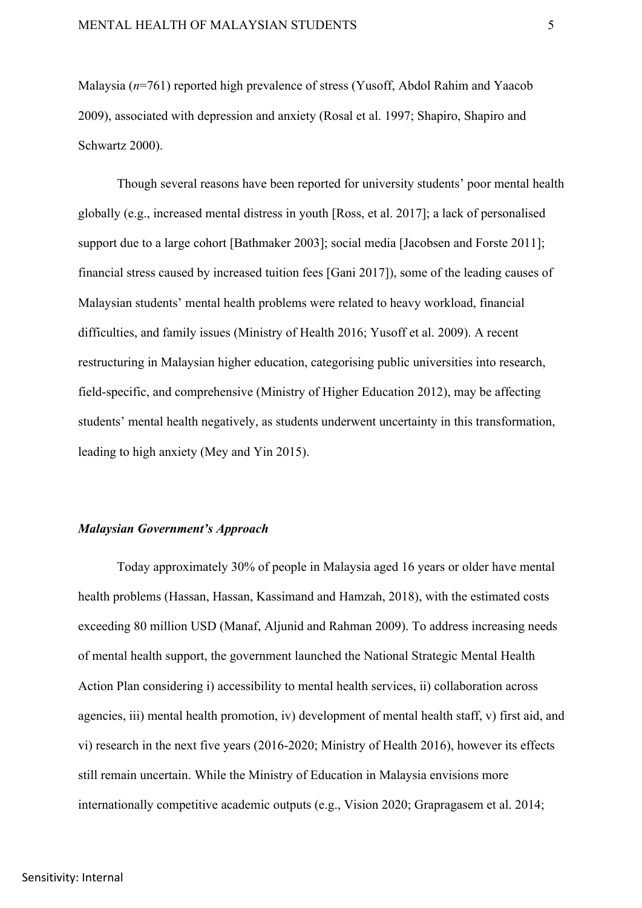Malaysia (*n*=761) reported high prevalence of stress (Yusoff, Abdol Rahim and Yaacob 2009), associated with depression and anxiety (Rosal et al. 1997; Shapiro, Shapiro and Schwartz 2000).

Though several reasons have been reported for university students' poor mental health globally (e.g., increased mental distress in youth [Ross, et al. 2017]; a lack of personalised support due to a large cohort [Bathmaker 2003]; social media [Jacobsen and Forste 2011]; financial stress caused by increased tuition fees [Gani 2017]), some of the leading causes of Malaysian students' mental health problems were related to heavy workload, financial difficulties, and family issues (Ministry of Health 2016; Yusoff et al. 2009). A recent restructuring in Malaysian higher education, categorising public universities into research, field-specific, and comprehensive (Ministry of Higher Education 2012), may be affecting students' mental health negatively, as students underwent uncertainty in this transformation, leading to high anxiety (Mey and Yin 2015).

### *Malaysian Government's Approach*

Today approximately 30% of people in Malaysia aged 16 years or older have mental health problems (Hassan, Hassan, Kassimand and Hamzah, 2018), with the estimated costs exceeding 80 million USD (Manaf, Aljunid and Rahman 2009). To address increasing needs of mental health support, the government launched the National Strategic Mental Health Action Plan considering i) accessibility to mental health services, ii) collaboration across agencies, iii) mental health promotion, iv) development of mental health staff, v) first aid, and vi) research in the next five years (2016-2020; Ministry of Health 2016), however its effects still remain uncertain. While the Ministry of Education in Malaysia envisions more internationally competitive academic outputs (e.g., Vision 2020; Grapragasem et al. 2014;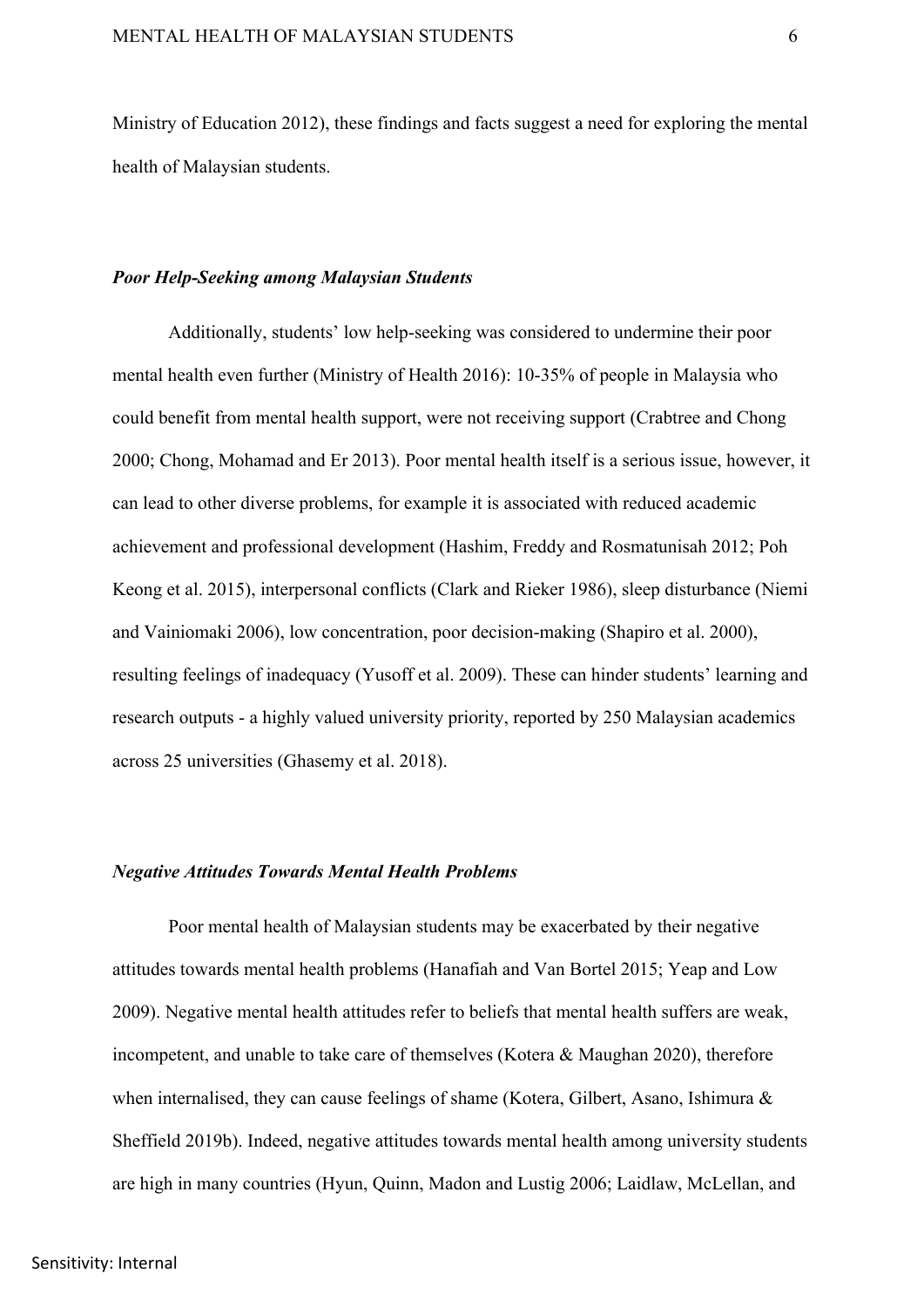Ministry of Education 2012), these findings and facts suggest a need for exploring the mental health of Malaysian students.

### *Poor Help-Seeking among Malaysian Students*

Additionally, students' low help-seeking was considered to undermine their poor mental health even further (Ministry of Health 2016): 10-35% of people in Malaysia who could benefit from mental health support, were not receiving support (Crabtree and Chong 2000; Chong, Mohamad and Er 2013). Poor mental health itself is a serious issue, however, it can lead to other diverse problems, for example it is associated with reduced academic achievement and professional development (Hashim, Freddy and Rosmatunisah 2012; Poh Keong et al. 2015), interpersonal conflicts (Clark and Rieker 1986), sleep disturbance (Niemi and Vainiomaki 2006), low concentration, poor decision-making (Shapiro et al. 2000), resulting feelings of inadequacy (Yusoff et al. 2009). These can hinder students' learning and research outputs - a highly valued university priority, reported by 250 Malaysian academics across 25 universities (Ghasemy et al. 2018).

### *Negative Attitudes Towards Mental Health Problems*

Poor mental health of Malaysian students may be exacerbated by their negative attitudes towards mental health problems (Hanafiah and Van Bortel 2015; Yeap and Low 2009). Negative mental health attitudes refer to beliefs that mental health suffers are weak, incompetent, and unable to take care of themselves (Kotera & Maughan 2020), therefore when internalised, they can cause feelings of shame (Kotera, Gilbert, Asano, Ishimura & Sheffield 2019b). Indeed, negative attitudes towards mental health among university students are high in many countries (Hyun, Quinn, Madon and Lustig 2006; Laidlaw, McLellan, and

Sensitivity: Internal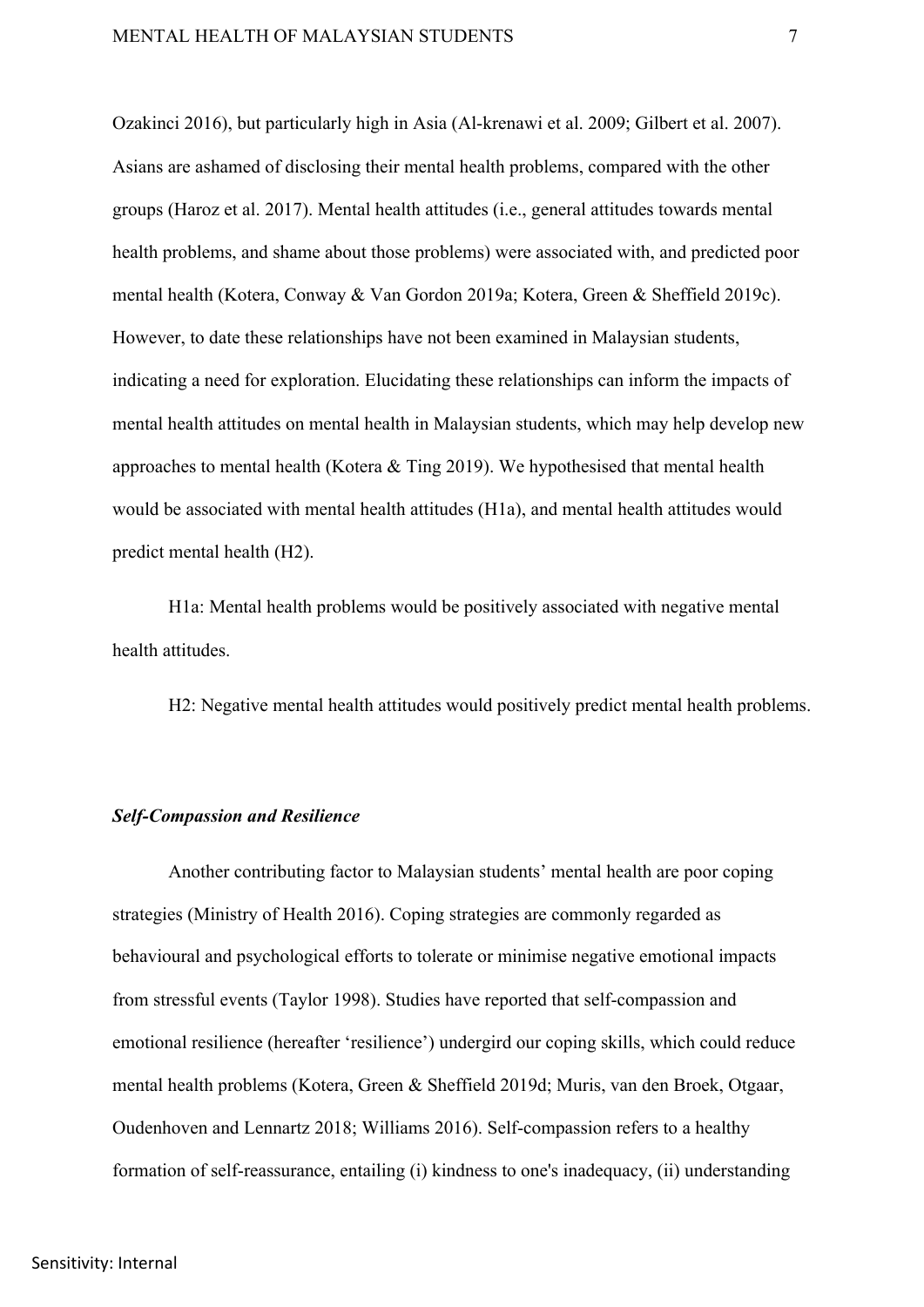Ozakinci 2016), but particularly high in Asia (Al-krenawi et al. 2009; Gilbert et al. 2007). Asians are ashamed of disclosing their mental health problems, compared with the other groups (Haroz et al. 2017). Mental health attitudes (i.e., general attitudes towards mental health problems, and shame about those problems) were associated with, and predicted poor mental health (Kotera, Conway & Van Gordon 2019a; Kotera, Green & Sheffield 2019c). However, to date these relationships have not been examined in Malaysian students, indicating a need for exploration. Elucidating these relationships can inform the impacts of mental health attitudes on mental health in Malaysian students, which may help develop new approaches to mental health (Kotera & Ting 2019). We hypothesised that mental health would be associated with mental health attitudes (H1a), and mental health attitudes would predict mental health (H2).

H1a: Mental health problems would be positively associated with negative mental health attitudes.

H2: Negative mental health attitudes would positively predict mental health problems.

### *Self-Compassion and Resilience*

Another contributing factor to Malaysian students' mental health are poor coping strategies (Ministry of Health 2016). Coping strategies are commonly regarded as behavioural and psychological efforts to tolerate or minimise negative emotional impacts from stressful events (Taylor 1998). Studies have reported that self-compassion and emotional resilience (hereafter 'resilience') undergird our coping skills, which could reduce mental health problems (Kotera, Green & Sheffield 2019d; Muris, van den Broek, Otgaar, Oudenhoven and Lennartz 2018; Williams 2016). Self-compassion refers to a healthy formation of self-reassurance, entailing (i) kindness to one's inadequacy, (ii) understanding

Sensitivity: Internal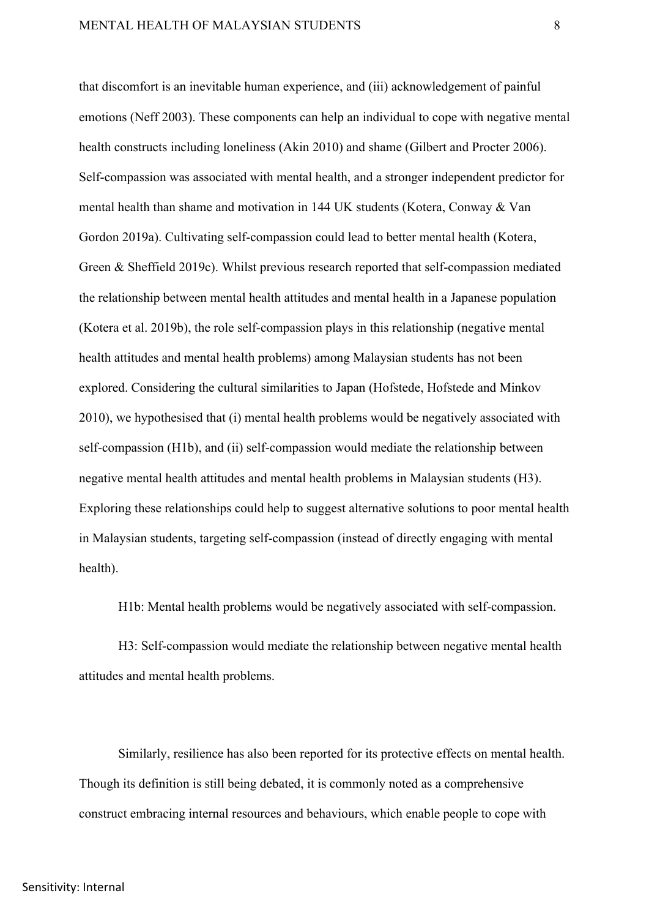that discomfort is an inevitable human experience, and (iii) acknowledgement of painful emotions (Neff 2003). These components can help an individual to cope with negative mental health constructs including loneliness (Akin 2010) and shame (Gilbert and Procter 2006). Self-compassion was associated with mental health, and a stronger independent predictor for mental health than shame and motivation in 144 UK students (Kotera, Conway & Van Gordon 2019a). Cultivating self-compassion could lead to better mental health (Kotera, Green & Sheffield 2019c). Whilst previous research reported that self-compassion mediated the relationship between mental health attitudes and mental health in a Japanese population (Kotera et al. 2019b), the role self-compassion plays in this relationship (negative mental health attitudes and mental health problems) among Malaysian students has not been explored. Considering the cultural similarities to Japan (Hofstede, Hofstede and Minkov 2010), we hypothesised that (i) mental health problems would be negatively associated with self-compassion (H1b), and (ii) self-compassion would mediate the relationship between negative mental health attitudes and mental health problems in Malaysian students (H3). Exploring these relationships could help to suggest alternative solutions to poor mental health in Malaysian students, targeting self-compassion (instead of directly engaging with mental health).

H1b: Mental health problems would be negatively associated with self-compassion.

H3: Self-compassion would mediate the relationship between negative mental health attitudes and mental health problems.

Similarly, resilience has also been reported for its protective effects on mental health. Though its definition is still being debated, it is commonly noted as a comprehensive construct embracing internal resources and behaviours, which enable people to cope with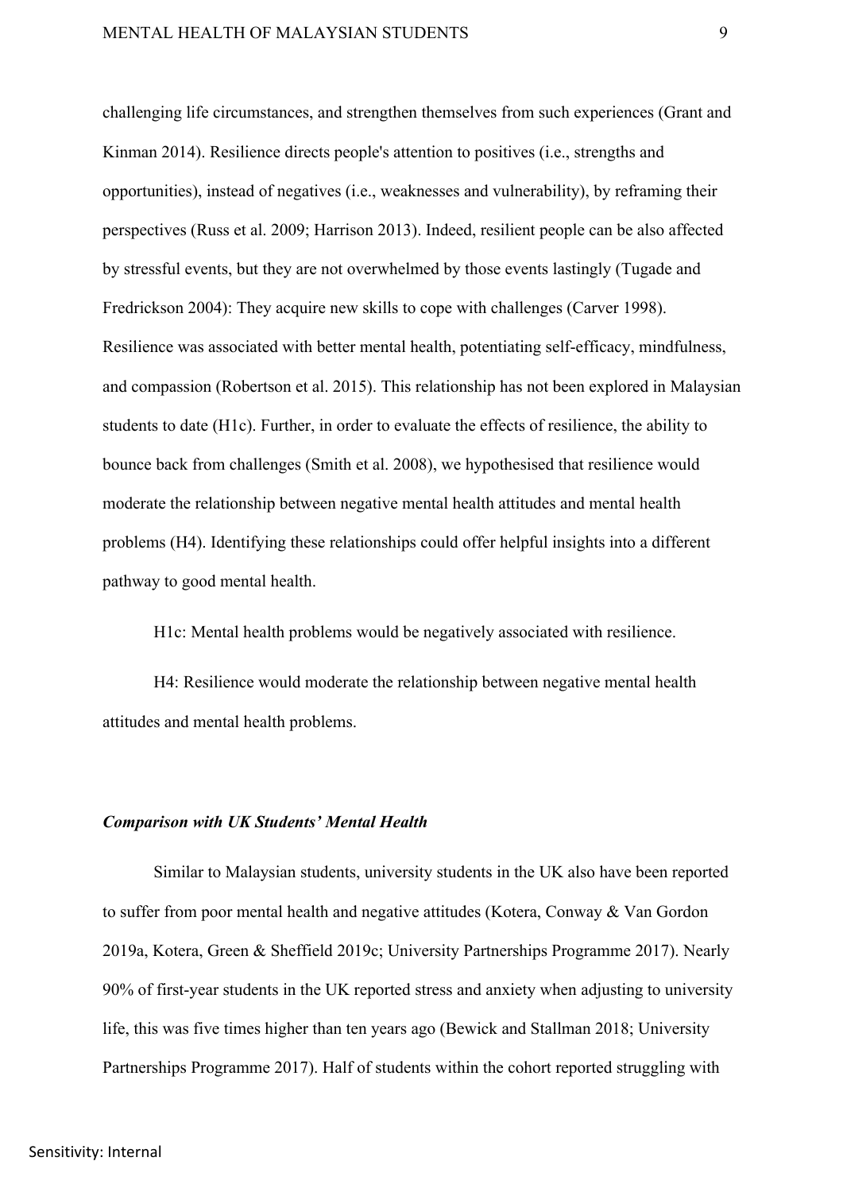challenging life circumstances, and strengthen themselves from such experiences (Grant and Kinman 2014). Resilience directs people's attention to positives (i.e., strengths and opportunities), instead of negatives (i.e., weaknesses and vulnerability), by reframing their perspectives (Russ et al. 2009; Harrison 2013). Indeed, resilient people can be also affected by stressful events, but they are not overwhelmed by those events lastingly (Tugade and Fredrickson 2004): They acquire new skills to cope with challenges (Carver 1998). Resilience was associated with better mental health, potentiating self-efficacy, mindfulness, and compassion (Robertson et al. 2015). This relationship has not been explored in Malaysian students to date (H1c). Further, in order to evaluate the effects of resilience, the ability to bounce back from challenges (Smith et al. 2008), we hypothesised that resilience would moderate the relationship between negative mental health attitudes and mental health problems (H4). Identifying these relationships could offer helpful insights into a different pathway to good mental health.

H1c: Mental health problems would be negatively associated with resilience.

H4: Resilience would moderate the relationship between negative mental health attitudes and mental health problems.

### ***Comparison with UK Students' Mental Health***

Similar to Malaysian students, university students in the UK also have been reported to suffer from poor mental health and negative attitudes (Kotera, Conway & Van Gordon 2019a, Kotera, Green & Sheffield 2019c; University Partnerships Programme 2017). Nearly 90% of first-year students in the UK reported stress and anxiety when adjusting to university life, this was five times higher than ten years ago (Bewick and Stallman 2018; University Partnerships Programme 2017). Half of students within the cohort reported struggling with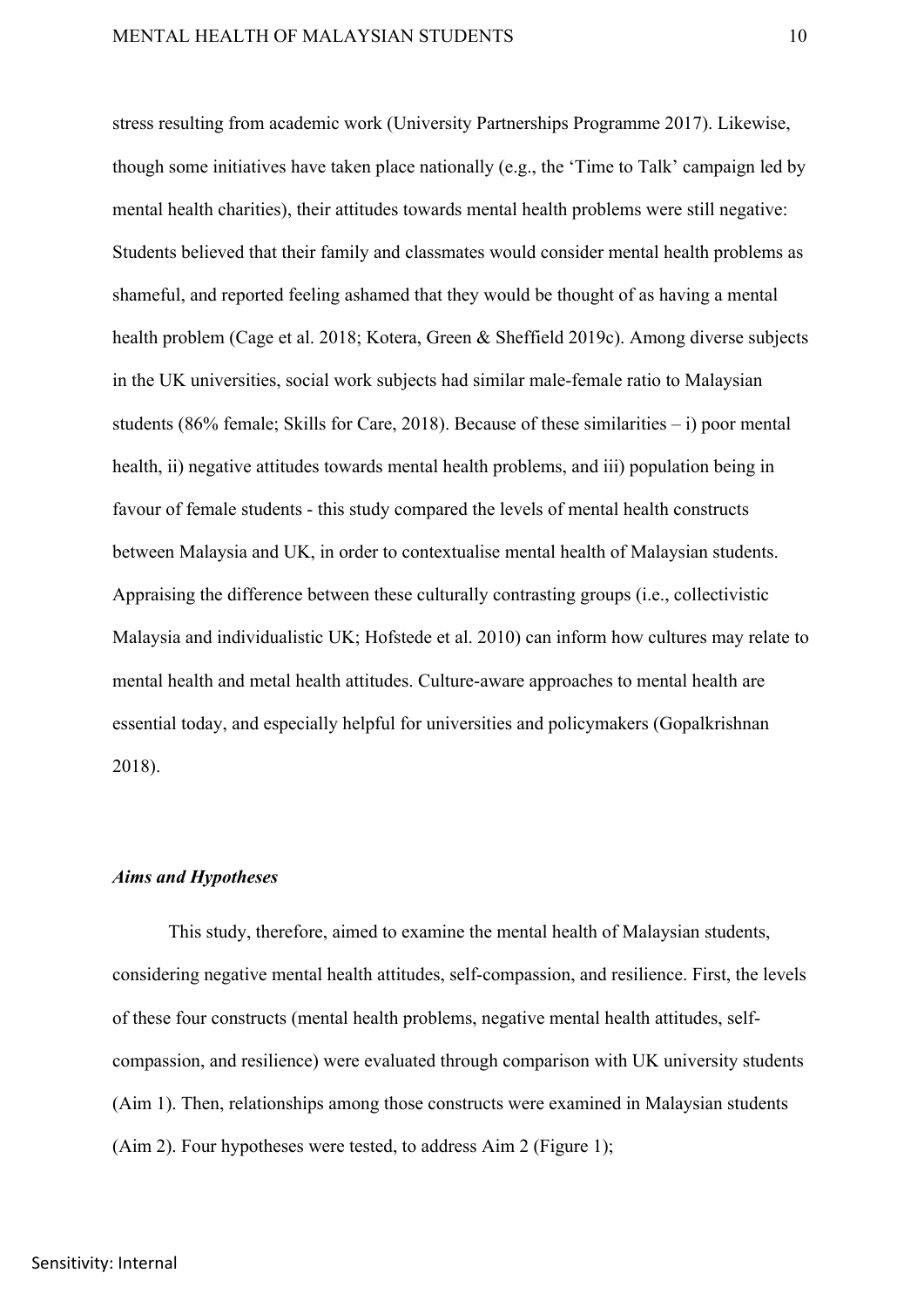stress resulting from academic work (University Partnerships Programme 2017). Likewise, though some initiatives have taken place nationally (e.g., the 'Time to Talk' campaign led by mental health charities), their attitudes towards mental health problems were still negative: Students believed that their family and classmates would consider mental health problems as shameful, and reported feeling ashamed that they would be thought of as having a mental health problem (Cage et al. 2018; Kotera, Green & Sheffield 2019c). Among diverse subjects in the UK universities, social work subjects had similar male-female ratio to Malaysian students (86% female; Skills for Care, 2018). Because of these similarities – i) poor mental health, ii) negative attitudes towards mental health problems, and iii) population being in favour of female students - this study compared the levels of mental health constructs between Malaysia and UK, in order to contextualise mental health of Malaysian students. Appraising the difference between these culturally contrasting groups (i.e., collectivistic Malaysia and individualistic UK; Hofstede et al. 2010) can inform how cultures may relate to mental health and metal health attitudes. Culture-aware approaches to mental health are essential today, and especially helpful for universities and policymakers (Gopalkrishnan 2018).

### *Aims and Hypotheses*

This study, therefore, aimed to examine the mental health of Malaysian students, considering negative mental health attitudes, self-compassion, and resilience. First, the levels of these four constructs (mental health problems, negative mental health attitudes, self-compassion, and resilience) were evaluated through comparison with UK university students (Aim 1). Then, relationships among those constructs were examined in Malaysian students (Aim 2). Four hypotheses were tested, to address Aim 2 (Figure 1);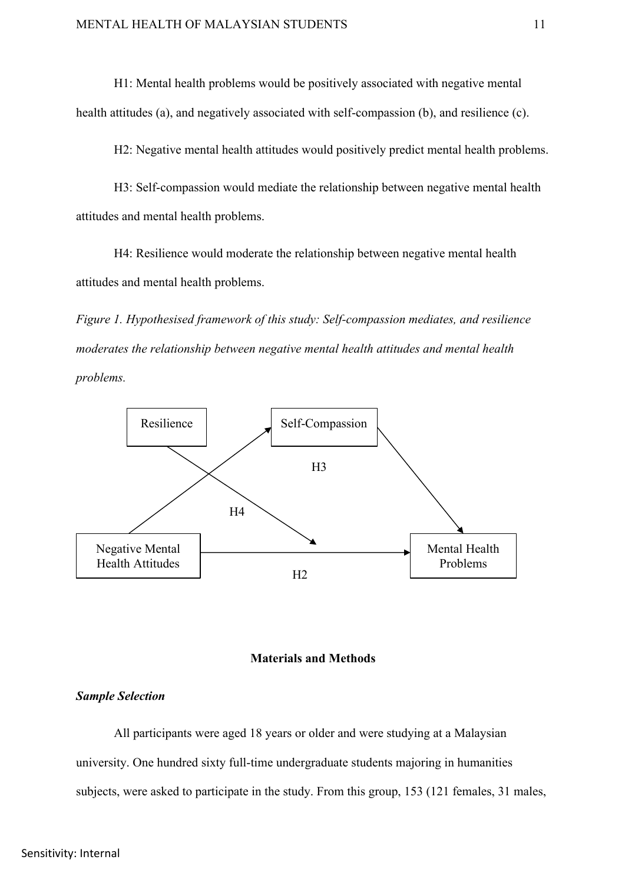H1: Mental health problems would be positively associated with negative mental health attitudes (a), and negatively associated with self-compassion (b), and resilience (c).

H2: Negative mental health attitudes would positively predict mental health problems.

H3: Self-compassion would mediate the relationship between negative mental health attitudes and mental health problems.

H4: Resilience would moderate the relationship between negative mental health attitudes and mental health problems.

*Figure 1. Hypothesised framework of this study: Self-compassion mediates, and resilience moderates the relationship between negative mental health attitudes and mental health problems.*

Resilience

Self-Compassion

H3

H4

Negative Mental Health Attitudes

Mental Health Problems

H2

## Materials and Methods

### *Sample Selection*

All participants were aged 18 years or older and were studying at a Malaysian university. One hundred sixty full-time undergraduate students majoring in humanities subjects, were asked to participate in the study. From this group, 153 (121 females, 31 males,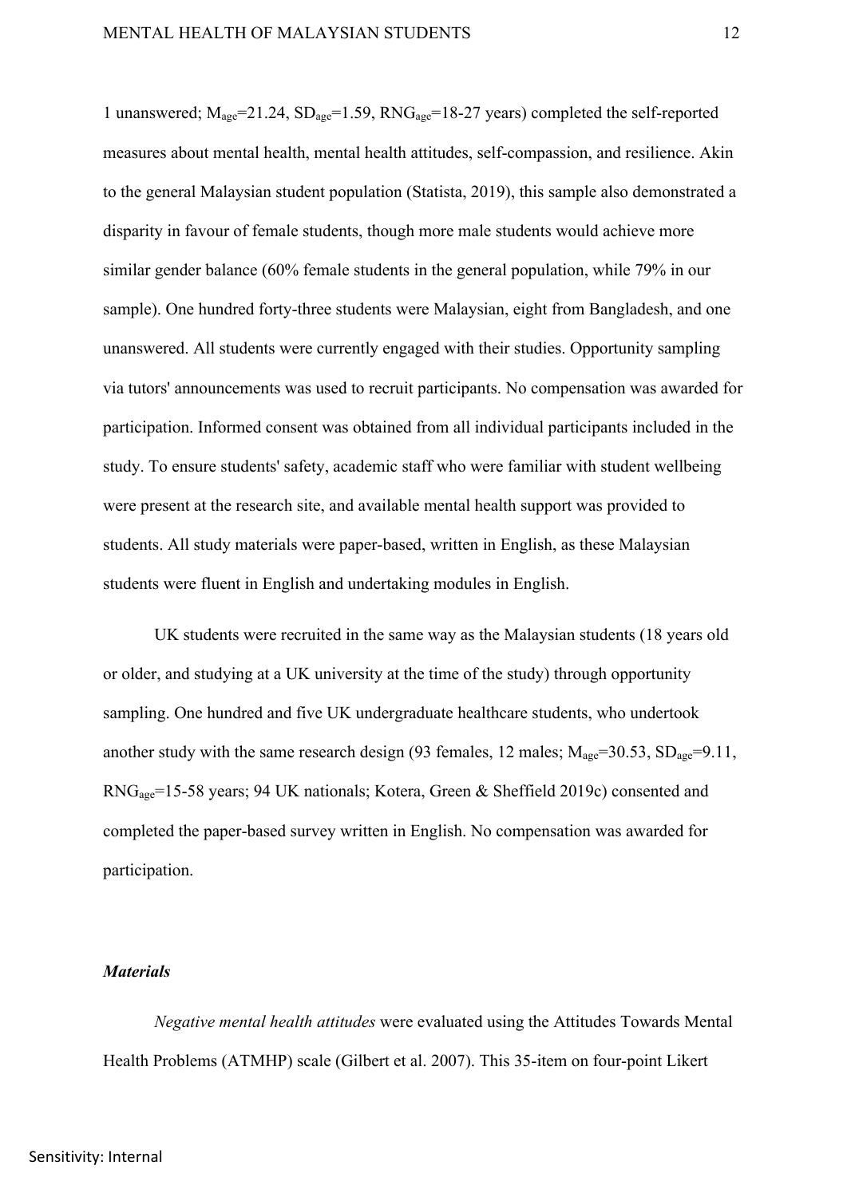1 unanswered; $M_{age}$=21.24, $SD_{age}$=1.59, $RNG_{age}$=18-27 years) completed the self-reported measures about mental health, mental health attitudes, self-compassion, and resilience. Akin to the general Malaysian student population (Statista, 2019), this sample also demonstrated a disparity in favour of female students, though more male students would achieve more similar gender balance (60% female students in the general population, while 79% in our sample). One hundred forty-three students were Malaysian, eight from Bangladesh, and one unanswered. All students were currently engaged with their studies. Opportunity sampling via tutors' announcements was used to recruit participants. No compensation was awarded for participation. Informed consent was obtained from all individual participants included in the study. To ensure students' safety, academic staff who were familiar with student wellbeing were present at the research site, and available mental health support was provided to students. All study materials were paper-based, written in English, as these Malaysian students were fluent in English and undertaking modules in English.

UK students were recruited in the same way as the Malaysian students (18 years old or older, and studying at a UK university at the time of the study) through opportunity sampling. One hundred and five UK undergraduate healthcare students, who undertook another study with the same research design (93 females, 12 males; $M_{age}$=30.53, $SD_{age}$=9.11, $RNG_{age}$=15-58 years; 94 UK nationals; Kotera, Green & Sheffield 2019c) consented and completed the paper-based survey written in English. No compensation was awarded for participation.

### *Materials*

*Negative mental health attitudes* were evaluated using the Attitudes Towards Mental Health Problems (ATMHP) scale (Gilbert et al. 2007). This 35-item on four-point Likert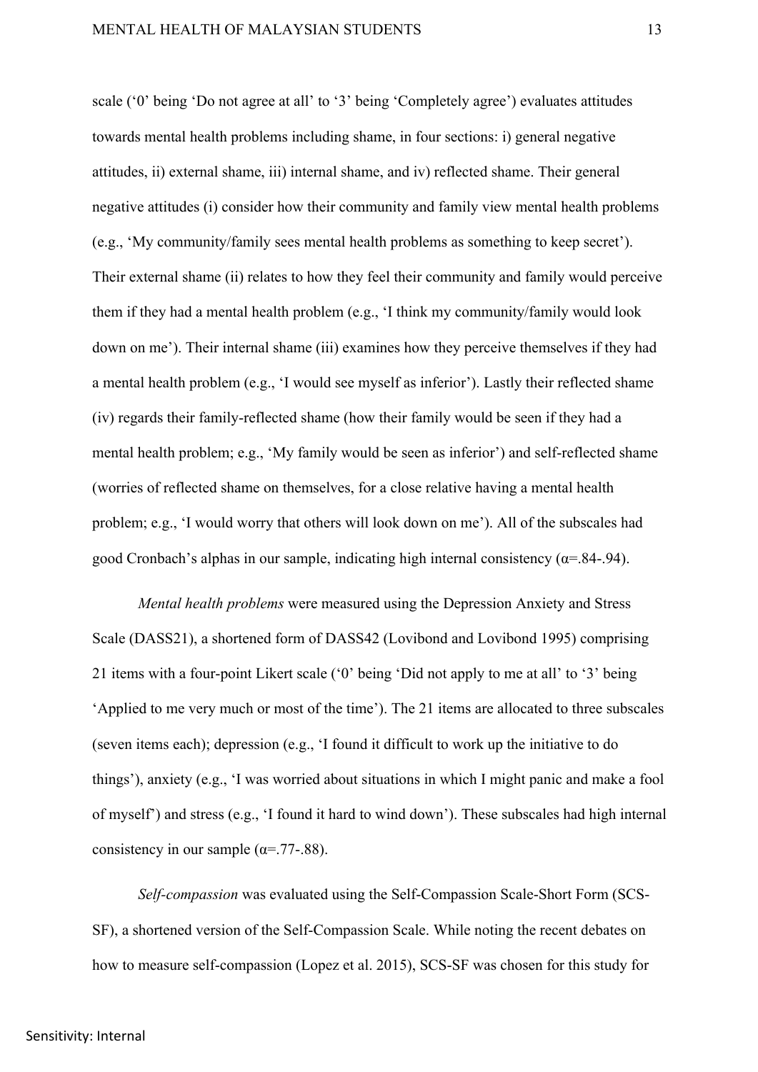scale (‘0’ being ‘Do not agree at all’ to ‘3’ being ‘Completely agree’) evaluates attitudes towards mental health problems including shame, in four sections: i) general negative attitudes, ii) external shame, iii) internal shame, and iv) reflected shame. Their general negative attitudes (i) consider how their community and family view mental health problems (e.g., ‘My community/family sees mental health problems as something to keep secret’). Their external shame (ii) relates to how they feel their community and family would perceive them if they had a mental health problem (e.g., ‘I think my community/family would look down on me’). Their internal shame (iii) examines how they perceive themselves if they had a mental health problem (e.g., ‘I would see myself as inferior’). Lastly their reflected shame (iv) regards their family-reflected shame (how their family would be seen if they had a mental health problem; e.g., ‘My family would be seen as inferior’) and self-reflected shame (worries of reflected shame on themselves, for a close relative having a mental health problem; e.g., ‘I would worry that others will look down on me’). All of the subscales had good Cronbach’s alphas in our sample, indicating high internal consistency ($\alpha$=.84-.94).

*Mental health problems* were measured using the Depression Anxiety and Stress Scale (DASS21), a shortened form of DASS42 (Lovibond and Lovibond 1995) comprising 21 items with a four-point Likert scale (‘0’ being ‘Did not apply to me at all’ to ‘3’ being ‘Applied to me very much or most of the time’). The 21 items are allocated to three subscales (seven items each); depression (e.g., ‘I found it difficult to work up the initiative to do things’), anxiety (e.g., ‘I was worried about situations in which I might panic and make a fool of myself’) and stress (e.g., ‘I found it hard to wind down’). These subscales had high internal consistency in our sample ($\alpha$=.77-.88).

*Self-compassion* was evaluated using the Self-Compassion Scale-Short Form (SCS-SF), a shortened version of the Self-Compassion Scale. While noting the recent debates on how to measure self-compassion (Lopez et al. 2015), SCS-SF was chosen for this study for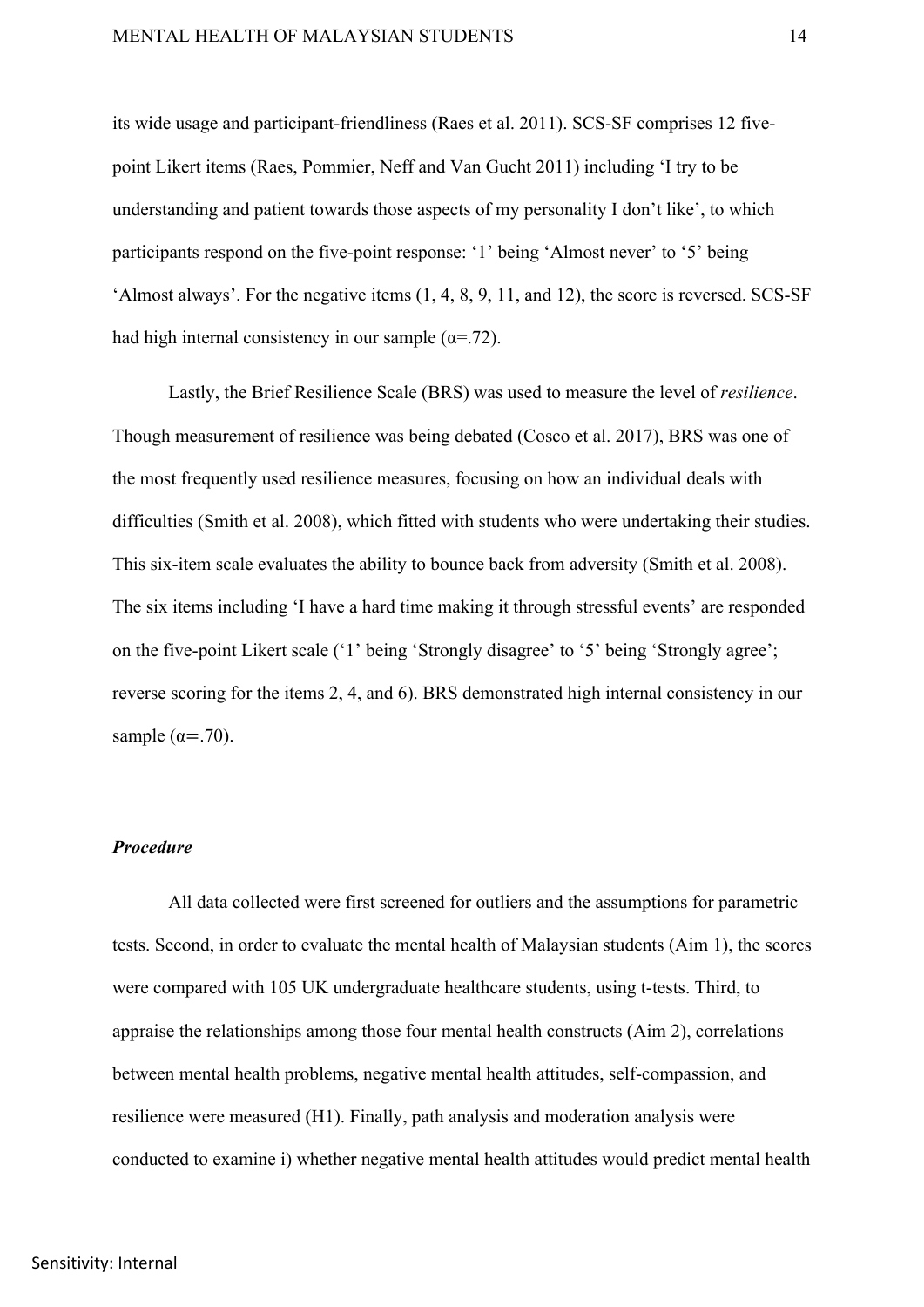its wide usage and participant-friendliness (Raes et al. 2011). SCS-SF comprises 12 five-point Likert items (Raes, Pommier, Neff and Van Gucht 2011) including ‘I try to be understanding and patient towards those aspects of my personality I don’t like’, to which participants respond on the five-point response: ‘1’ being ‘Almost never’ to ‘5’ being ‘Almost always’. For the negative items (1, 4, 8, 9, 11, and 12), the score is reversed. SCS-SF had high internal consistency in our sample ($\alpha$=.72).

Lastly, the Brief Resilience Scale (BRS) was used to measure the level of *resilience*. Though measurement of resilience was being debated (Cosco et al. 2017), BRS was one of the most frequently used resilience measures, focusing on how an individual deals with difficulties (Smith et al. 2008), which fitted with students who were undertaking their studies. This six-item scale evaluates the ability to bounce back from adversity (Smith et al. 2008). The six items including ‘I have a hard time making it through stressful events’ are responded on the five-point Likert scale (‘1’ being ‘Strongly disagree’ to ‘5’ being ‘Strongly agree’; reverse scoring for the items 2, 4, and 6). BRS demonstrated high internal consistency in our sample ($\alpha$=.70).

### *Procedure*

All data collected were first screened for outliers and the assumptions for parametric tests. Second, in order to evaluate the mental health of Malaysian students (Aim 1), the scores were compared with 105 UK undergraduate healthcare students, using t-tests. Third, to appraise the relationships among those four mental health constructs (Aim 2), correlations between mental health problems, negative mental health attitudes, self-compassion, and resilience were measured (H1). Finally, path analysis and moderation analysis were conducted to examine i) whether negative mental health attitudes would predict mental health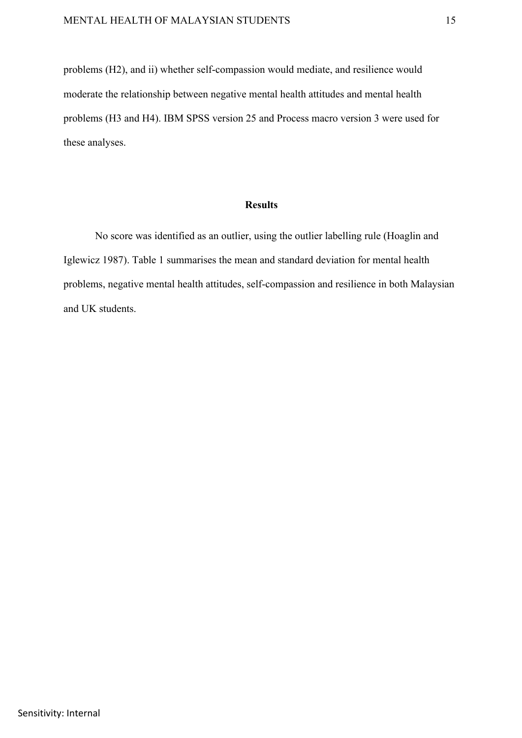problems (H2), and ii) whether self-compassion would mediate, and resilience would moderate the relationship between negative mental health attitudes and mental health problems (H3 and H4). IBM SPSS version 25 and Process macro version 3 were used for these analyses.

## Results

No score was identified as an outlier, using the outlier labelling rule (Hoaglin and Iglewicz 1987). Table 1 summarises the mean and standard deviation for mental health problems, negative mental health attitudes, self-compassion and resilience in both Malaysian and UK students.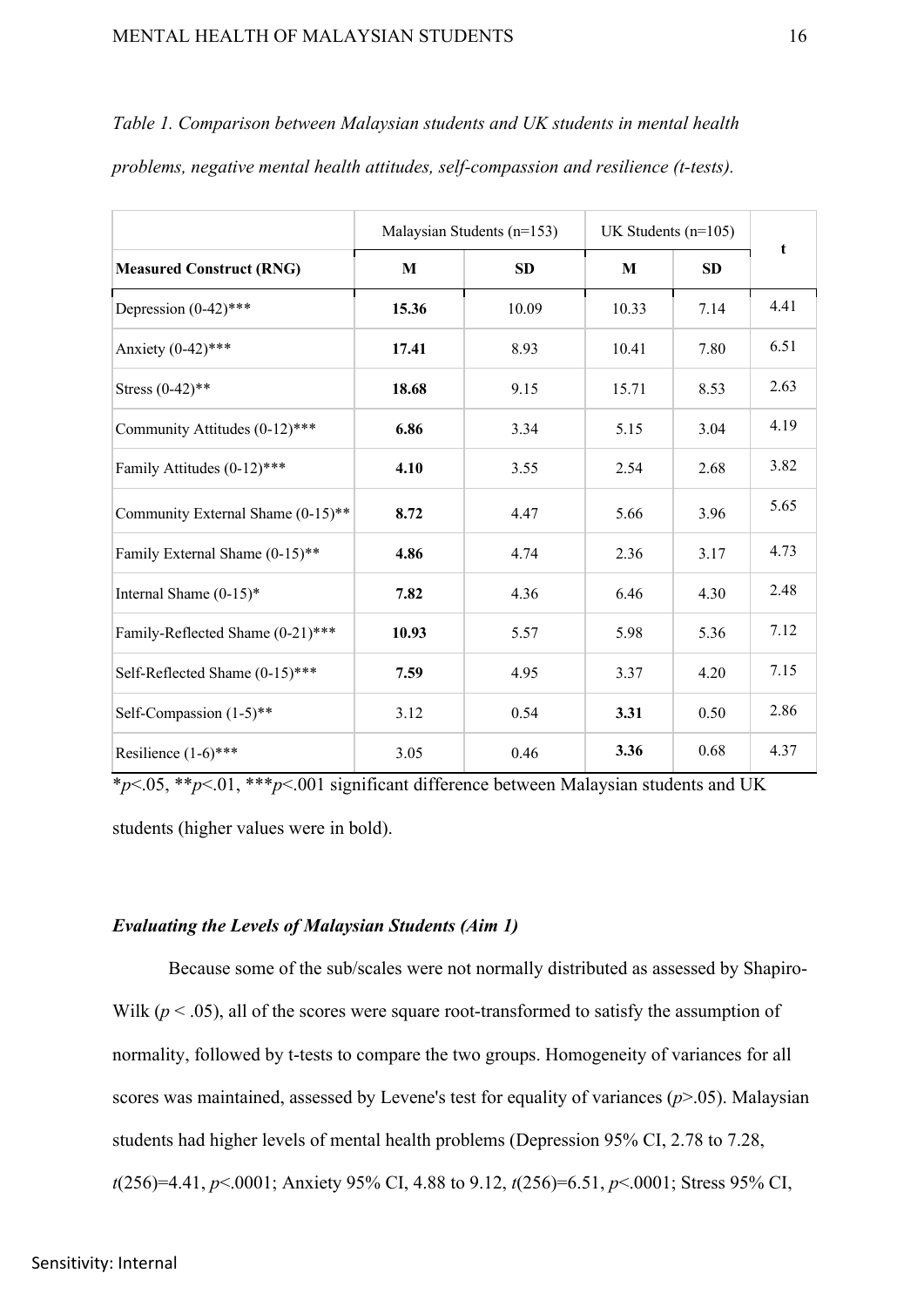*Table 1. Comparison between Malaysian students and UK students in mental health problems, negative mental health attitudes, self-compassion and resilience (t-tests).*

| | Malaysian Students (n=153) | | UK Students (n=105) | | t |
|---|---|---|---|---|---|
| **Measured Construct (RNG)** | **M** | **SD** | **M** | **SD** | |
| Depression (0-42)*** | **15.36** | 10.09 | 10.33 | 7.14 | 4.41 |
| Anxiety (0-42)*** | **17.41** | 8.93 | 10.41 | 7.80 | 6.51 |
| Stress (0-42)** | **18.68** | 9.15 | 15.71 | 8.53 | 2.63 |
| Community Attitudes (0-12)*** | **6.86** | 3.34 | 5.15 | 3.04 | 4.19 |
| Family Attitudes (0-12)*** | **4.10** | 3.55 | 2.54 | 2.68 | 3.82 |
| Community External Shame (0-15)** | **8.72** | 4.47 | 5.66 | 3.96 | 5.65 |
| Family External Shame (0-15)** | **4.86** | 4.74 | 2.36 | 3.17 | 4.73 |
| Internal Shame (0-15)* | **7.82** | 4.36 | 6.46 | 4.30 | 2.48 |
| Family-Reflected Shame (0-21)*** | **10.93** | 5.57 | 5.98 | 5.36 | 7.12 |
| Self-Reflected Shame (0-15)*** | **7.59** | 4.95 | 3.37 | 4.20 | 7.15 |
| Self-Compassion (1-5)** | 3.12 | 0.54 | **3.31** | 0.50 | 2.86 |
| Resilience (1-6)*** | 3.05 | 0.46 | **3.36** | 0.68 | 4.37 |

$^{*}p<.05$, $^{**}p<.01$, $^{***}p<.001$ significant difference between Malaysian students and UK students (higher values were in bold).

### *Evaluating the Levels of Malaysian Students (Aim 1)*

Because some of the sub/scales were not normally distributed as assessed by Shapiro-Wilk ($p < .05$), all of the scores were square root-transformed to satisfy the assumption of normality, followed by t-tests to compare the two groups. Homogeneity of variances for all scores was maintained, assessed by Levene's test for equality of variances ($p>.05$). Malaysian students had higher levels of mental health problems (Depression 95% CI, 2.78 to 7.28, $t(256)=4.41$, $p<.0001$; Anxiety 95% CI, 4.88 to 9.12, $t(256)=6.51$, $p<.0001$; Stress 95% CI,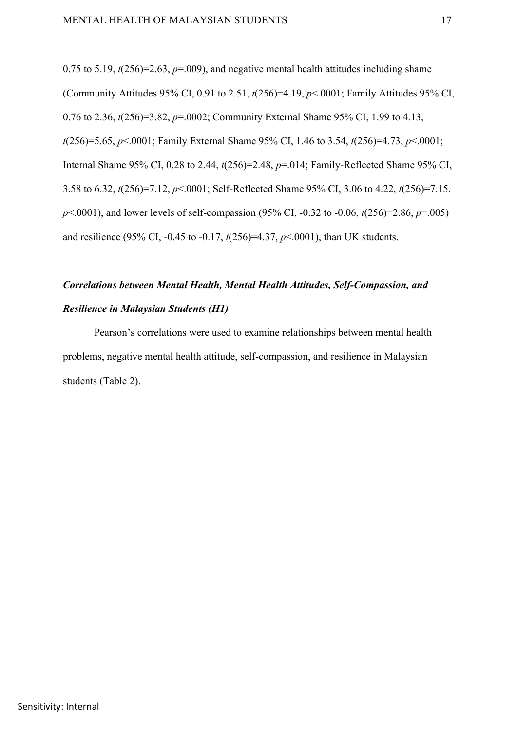0.75 to 5.19, $t(256)=2.63$, $p=.009$), and negative mental health attitudes including shame (Community Attitudes 95% CI, 0.91 to 2.51, $t(256)=4.19$, $p<.0001$; Family Attitudes 95% CI, 0.76 to 2.36, $t(256)=3.82$, $p=.0002$; Community External Shame 95% CI, 1.99 to 4.13, $t(256)=5.65$, $p<.0001$; Family External Shame 95% CI, 1.46 to 3.54, $t(256)=4.73$, $p<.0001$; Internal Shame 95% CI, 0.28 to 2.44, $t(256)=2.48$, $p=.014$; Family-Reflected Shame 95% CI, 3.58 to 6.32, $t(256)=7.12$, $p<.0001$; Self-Reflected Shame 95% CI, 3.06 to 4.22, $t(256)=7.15$, $p<.0001$), and lower levels of self-compassion (95% CI, -0.32 to -0.06, $t(256)=2.86$, $p=.005$) and resilience (95% CI, -0.45 to -0.17, $t(256)=4.37$, $p<.0001$), than UK students.

### ***Correlations between Mental Health, Mental Health Attitudes, Self-Compassion, and Resilience in Malaysian Students (H1)***

Pearson's correlations were used to examine relationships between mental health problems, negative mental health attitude, self-compassion, and resilience in Malaysian students (Table 2).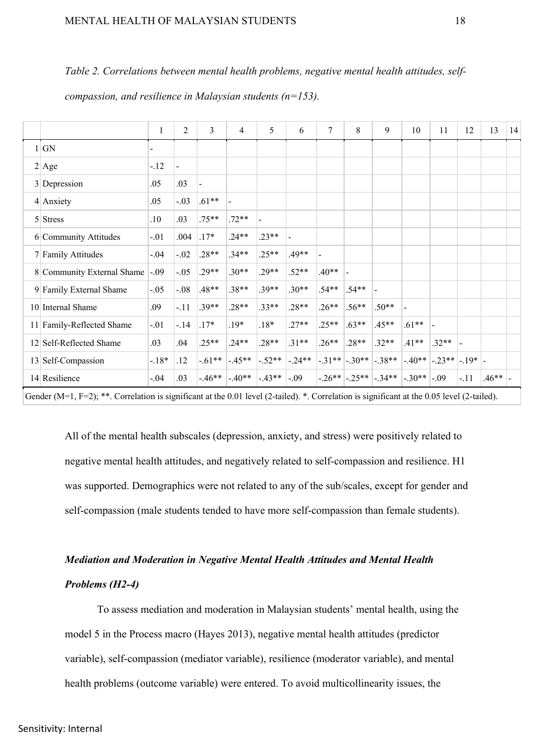*Table 2. Correlations between mental health problems, negative mental health attitudes, self-compassion, and resilience in Malaysian students (n=153).*

| | | 1 | 2 | 3 | 4 | 5 | 6 | 7 | 8 | 9 | 10 | 11 | 12 | 13 | 14 |
|---|---|---|---|---|---|---|---|---|---|---|---|---|---|---|---|
| 1 | GN | - | | | | | | | | | | | | | |
| 2 | Age | -.12 | - | | | | | | | | | | | | |
| 3 | Depression | .05 | .03 | - | | | | | | | | | | | |
| 4 | Anxiety | .05 | -.03 | .61** | - | | | | | | | | | | |
| 5 | Stress | .10 | .03 | .75** | .72** | - | | | | | | | | | |
| 6 | Community Attitudes | -.01 | .004 | .17* | .24** | .23** | - | | | | | | | | |
| 7 | Family Attitudes | -.04 | -.02 | .28** | .34** | .25** | .49** | - | | | | | | | |
| 8 | Community External Shame | -.09 | -.05 | .29** | .30** | .29** | .52** | .40** | - | | | | | | |
| 9 | Family External Shame | -.05 | -.08 | .48** | .38** | .39** | .30** | .54** | .54** | - | | | | | |
| 10 | Internal Shame | .09 | -.11 | .39** | .28** | .33** | .28** | .26** | .56** | .50** | - | | | | |
| 11 | Family-Reflected Shame | -.01 | -.14 | .17* | .19* | .18* | .27** | .25** | .63** | .45** | .61** | - | | | |
| 12 | Self-Reflected Shame | .03 | .04 | .25** | .24** | .28** | .31** | .26** | .28** | .32** | .41** | .32** | - | | |
| 13 | Self-Compassion | -.18* | .12 | -.61** | -.45** | -.52** | -.24** | -.31** | -.30** | -.38** | -.40** | -.23** | -.19* | - | |
| 14 | Resilience | -.04 | .03 | -.46** | -.40** | -.43** | -.09 | -.26** | -.25** | -.34** | -.30** | -.09 | -.11 | .46** | - |

Gender (M=1, F=2); **. Correlation is significant at the 0.01 level (2-tailed). *. Correlation is significant at the 0.05 level (2-tailed).

All of the mental health subscales (depression, anxiety, and stress) were positively related to negative mental health attitudes, and negatively related to self-compassion and resilience. H1 was supported. Demographics were not related to any of the sub/scales, except for gender and self-compassion (male students tended to have more self-compassion than female students).

### *Mediation and Moderation in Negative Mental Health Attitudes and Mental Health Problems (H2-4)*

To assess mediation and moderation in Malaysian students' mental health, using the model 5 in the Process macro (Hayes 2013), negative mental health attitudes (predictor variable), self-compassion (mediator variable), resilience (moderator variable), and mental health problems (outcome variable) were entered. To avoid multicollinearity issues, the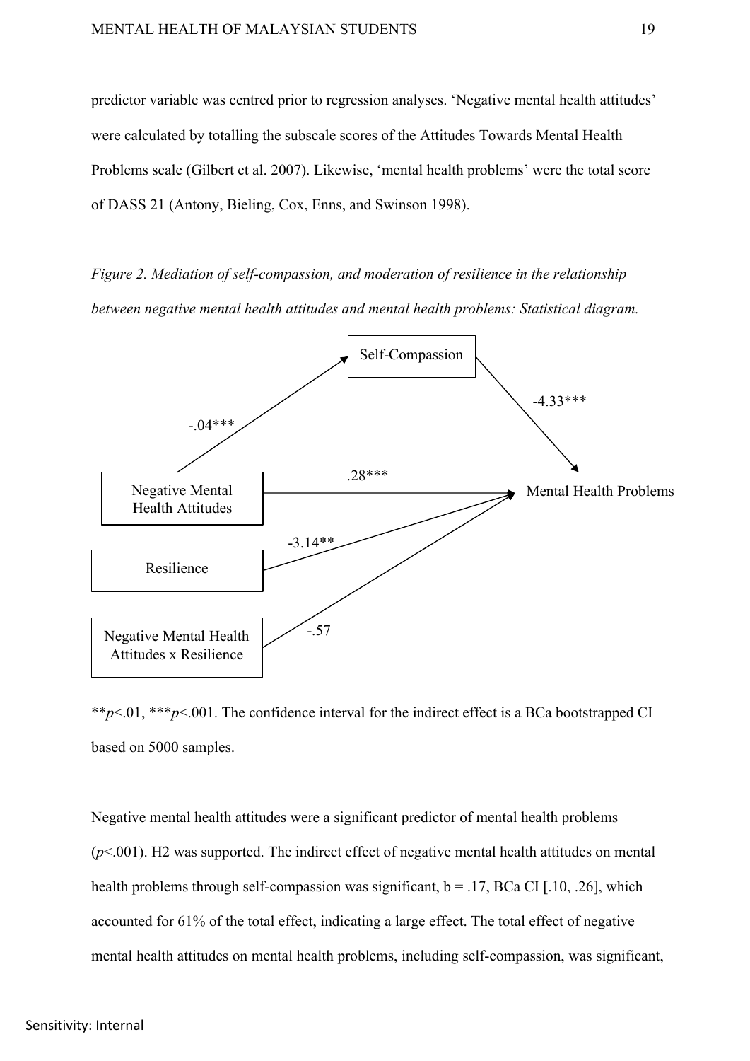predictor variable was centred prior to regression analyses. ‘Negative mental health attitudes’ were calculated by totalling the subscale scores of the Attitudes Towards Mental Health Problems scale (Gilbert et al. 2007). Likewise, ‘mental health problems’ were the total score of DASS 21 (Antony, Bieling, Cox, Enns, and Swinson 1998).

*Figure 2. Mediation of self-compassion, and moderation of resilience in the relationship between negative mental health attitudes and mental health problems: Statistical diagram.*

Self-Compassion

-.04***

-4.33***

.28***

Negative Mental Health Attitudes

Mental Health Problems

-3.14**

Resilience

Negative Mental Health Attitudes x Resilience

-.57

**$p$<.01, ***$p$<.001. The confidence interval for the indirect effect is a BCa bootstrapped CI based on 5000 samples.

Negative mental health attitudes were a significant predictor of mental health problems ($p$<.001). H2 was supported. The indirect effect of negative mental health attitudes on mental health problems through self-compassion was significant, b = .17, BCa CI [.10, .26], which accounted for 61% of the total effect, indicating a large effect. The total effect of negative mental health attitudes on mental health problems, including self-compassion, was significant,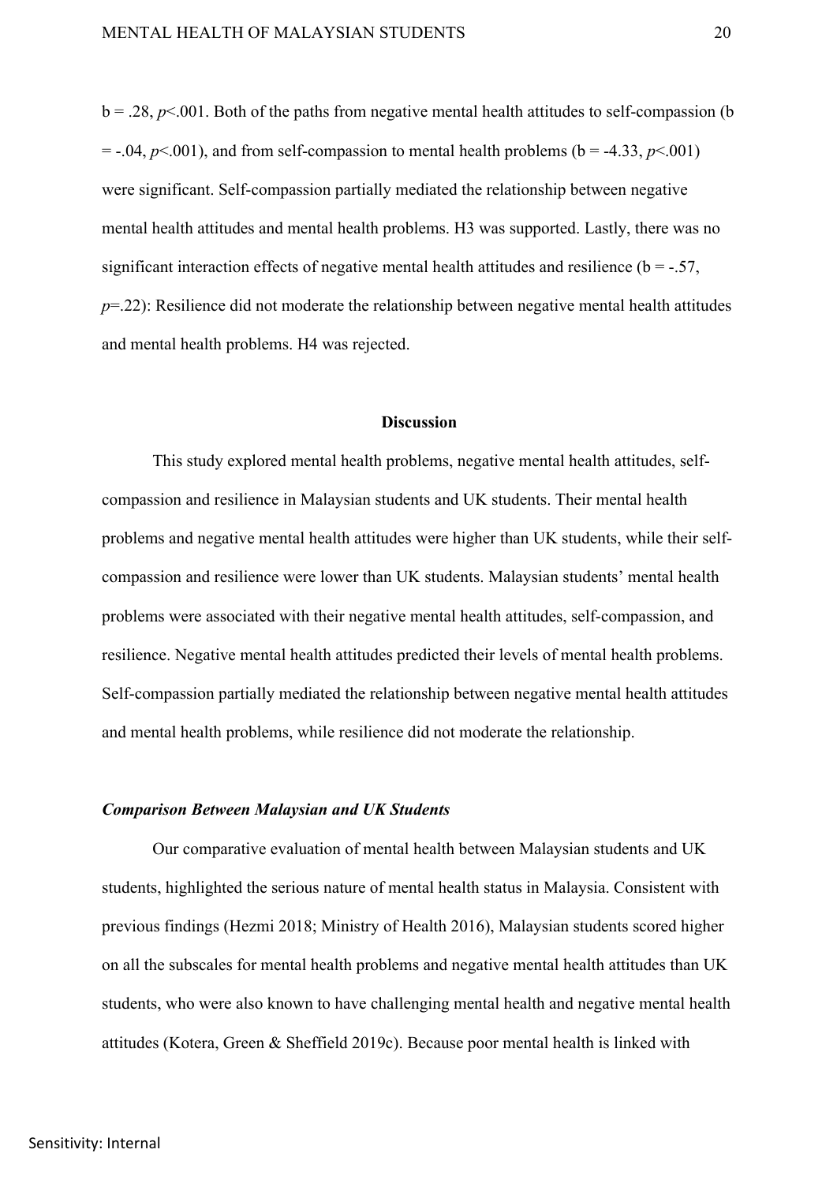$b = .28$, $p<.001$. Both of the paths from negative mental health attitudes to self-compassion ($b = -.04$, $p<.001$), and from self-compassion to mental health problems ($b = -4.33$, $p<.001$) were significant. Self-compassion partially mediated the relationship between negative mental health attitudes and mental health problems. H3 was supported. Lastly, there was no significant interaction effects of negative mental health attitudes and resilience ($b = -.57$, $p=.22$): Resilience did not moderate the relationship between negative mental health attitudes and mental health problems. H4 was rejected.

## Discussion

This study explored mental health problems, negative mental health attitudes, self-compassion and resilience in Malaysian students and UK students. Their mental health problems and negative mental health attitudes were higher than UK students, while their self-compassion and resilience were lower than UK students. Malaysian students' mental health problems were associated with their negative mental health attitudes, self-compassion, and resilience. Negative mental health attitudes predicted their levels of mental health problems. Self-compassion partially mediated the relationship between negative mental health attitudes and mental health problems, while resilience did not moderate the relationship.

### *Comparison Between Malaysian and UK Students*

Our comparative evaluation of mental health between Malaysian students and UK students, highlighted the serious nature of mental health status in Malaysia. Consistent with previous findings (Hezmi 2018; Ministry of Health 2016), Malaysian students scored higher on all the subscales for mental health problems and negative mental health attitudes than UK students, who were also known to have challenging mental health and negative mental health attitudes (Kotera, Green & Sheffield 2019c). Because poor mental health is linked with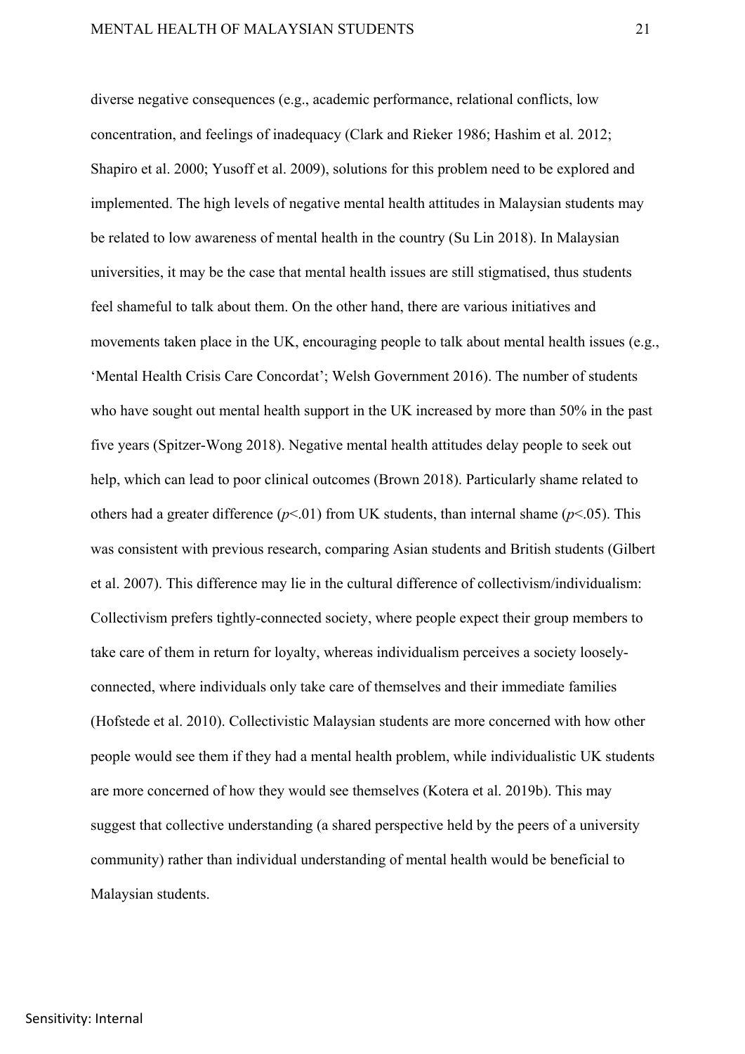diverse negative consequences (e.g., academic performance, relational conflicts, low concentration, and feelings of inadequacy (Clark and Rieker 1986; Hashim et al. 2012; Shapiro et al. 2000; Yusoff et al. 2009), solutions for this problem need to be explored and implemented. The high levels of negative mental health attitudes in Malaysian students may be related to low awareness of mental health in the country (Su Lin 2018). In Malaysian universities, it may be the case that mental health issues are still stigmatised, thus students feel shameful to talk about them. On the other hand, there are various initiatives and movements taken place in the UK, encouraging people to talk about mental health issues (e.g., 'Mental Health Crisis Care Concordat'; Welsh Government 2016). The number of students who have sought out mental health support in the UK increased by more than 50% in the past five years (Spitzer-Wong 2018). Negative mental health attitudes delay people to seek out help, which can lead to poor clinical outcomes (Brown 2018). Particularly shame related to others had a greater difference ($p<.01$) from UK students, than internal shame ($p<.05$). This was consistent with previous research, comparing Asian students and British students (Gilbert et al. 2007). This difference may lie in the cultural difference of collectivism/individualism: Collectivism prefers tightly-connected society, where people expect their group members to take care of them in return for loyalty, whereas individualism perceives a society loosely-connected, where individuals only take care of themselves and their immediate families (Hofstede et al. 2010). Collectivistic Malaysian students are more concerned with how other people would see them if they had a mental health problem, while individualistic UK students are more concerned of how they would see themselves (Kotera et al. 2019b). This may suggest that collective understanding (a shared perspective held by the peers of a university community) rather than individual understanding of mental health would be beneficial to Malaysian students.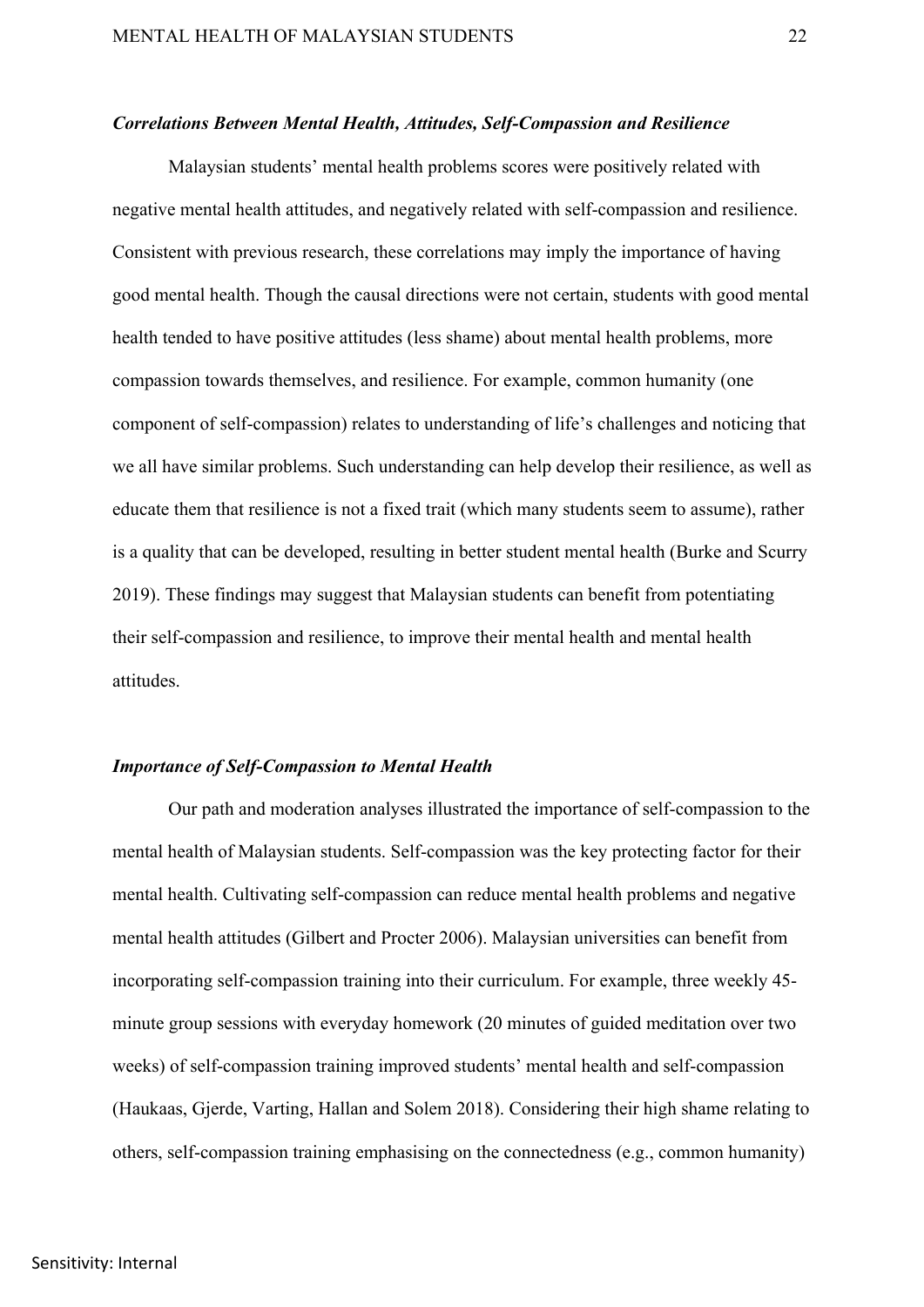### *Correlations Between Mental Health, Attitudes, Self-Compassion and Resilience*

Malaysian students' mental health problems scores were positively related with negative mental health attitudes, and negatively related with self-compassion and resilience. Consistent with previous research, these correlations may imply the importance of having good mental health. Though the causal directions were not certain, students with good mental health tended to have positive attitudes (less shame) about mental health problems, more compassion towards themselves, and resilience. For example, common humanity (one component of self-compassion) relates to understanding of life's challenges and noticing that we all have similar problems. Such understanding can help develop their resilience, as well as educate them that resilience is not a fixed trait (which many students seem to assume), rather is a quality that can be developed, resulting in better student mental health (Burke and Scurry 2019). These findings may suggest that Malaysian students can benefit from potentiating their self-compassion and resilience, to improve their mental health and mental health attitudes.

### *Importance of Self-Compassion to Mental Health*

Our path and moderation analyses illustrated the importance of self-compassion to the mental health of Malaysian students. Self-compassion was the key protecting factor for their mental health. Cultivating self-compassion can reduce mental health problems and negative mental health attitudes (Gilbert and Procter 2006). Malaysian universities can benefit from incorporating self-compassion training into their curriculum. For example, three weekly 45-minute group sessions with everyday homework (20 minutes of guided meditation over two weeks) of self-compassion training improved students' mental health and self-compassion (Haukaas, Gjerde, Varting, Hallan and Solem 2018). Considering their high shame relating to others, self-compassion training emphasising on the connectedness (e.g., common humanity)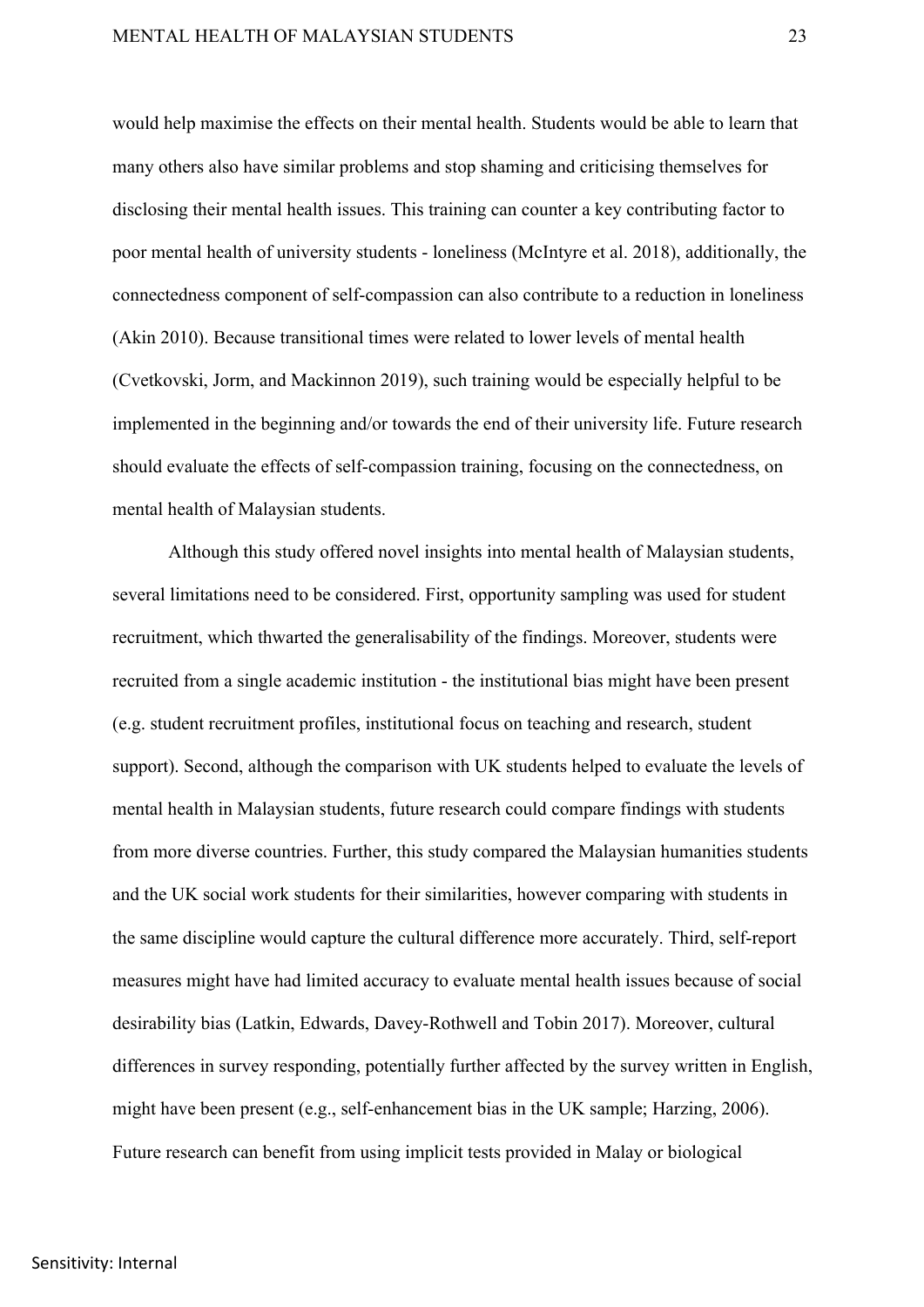would help maximise the effects on their mental health. Students would be able to learn that many others also have similar problems and stop shaming and criticising themselves for disclosing their mental health issues. This training can counter a key contributing factor to poor mental health of university students - loneliness (McIntyre et al. 2018), additionally, the connectedness component of self-compassion can also contribute to a reduction in loneliness (Akin 2010). Because transitional times were related to lower levels of mental health (Cvetkovski, Jorm, and Mackinnon 2019), such training would be especially helpful to be implemented in the beginning and/or towards the end of their university life. Future research should evaluate the effects of self-compassion training, focusing on the connectedness, on mental health of Malaysian students.

Although this study offered novel insights into mental health of Malaysian students, several limitations need to be considered. First, opportunity sampling was used for student recruitment, which thwarted the generalisability of the findings. Moreover, students were recruited from a single academic institution - the institutional bias might have been present (e.g. student recruitment profiles, institutional focus on teaching and research, student support). Second, although the comparison with UK students helped to evaluate the levels of mental health in Malaysian students, future research could compare findings with students from more diverse countries. Further, this study compared the Malaysian humanities students and the UK social work students for their similarities, however comparing with students in the same discipline would capture the cultural difference more accurately. Third, self-report measures might have had limited accuracy to evaluate mental health issues because of social desirability bias (Latkin, Edwards, Davey-Rothwell and Tobin 2017). Moreover, cultural differences in survey responding, potentially further affected by the survey written in English, might have been present (e.g., self-enhancement bias in the UK sample; Harzing, 2006). Future research can benefit from using implicit tests provided in Malay or biological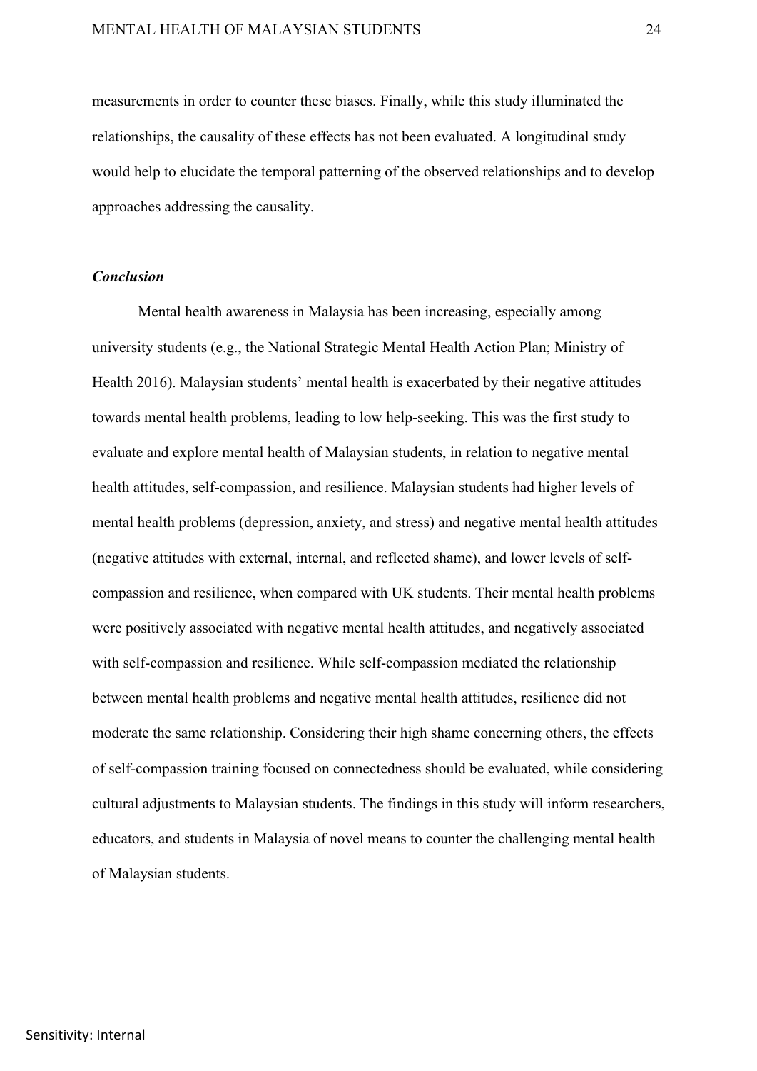measurements in order to counter these biases. Finally, while this study illuminated the relationships, the causality of these effects has not been evaluated. A longitudinal study would help to elucidate the temporal patterning of the observed relationships and to develop approaches addressing the causality.

### ***Conclusion***

Mental health awareness in Malaysia has been increasing, especially among university students (e.g., the National Strategic Mental Health Action Plan; Ministry of Health 2016). Malaysian students' mental health is exacerbated by their negative attitudes towards mental health problems, leading to low help-seeking. This was the first study to evaluate and explore mental health of Malaysian students, in relation to negative mental health attitudes, self-compassion, and resilience. Malaysian students had higher levels of mental health problems (depression, anxiety, and stress) and negative mental health attitudes (negative attitudes with external, internal, and reflected shame), and lower levels of self-compassion and resilience, when compared with UK students. Their mental health problems were positively associated with negative mental health attitudes, and negatively associated with self-compassion and resilience. While self-compassion mediated the relationship between mental health problems and negative mental health attitudes, resilience did not moderate the same relationship. Considering their high shame concerning others, the effects of self-compassion training focused on connectedness should be evaluated, while considering cultural adjustments to Malaysian students. The findings in this study will inform researchers, educators, and students in Malaysia of novel means to counter the challenging mental health of Malaysian students.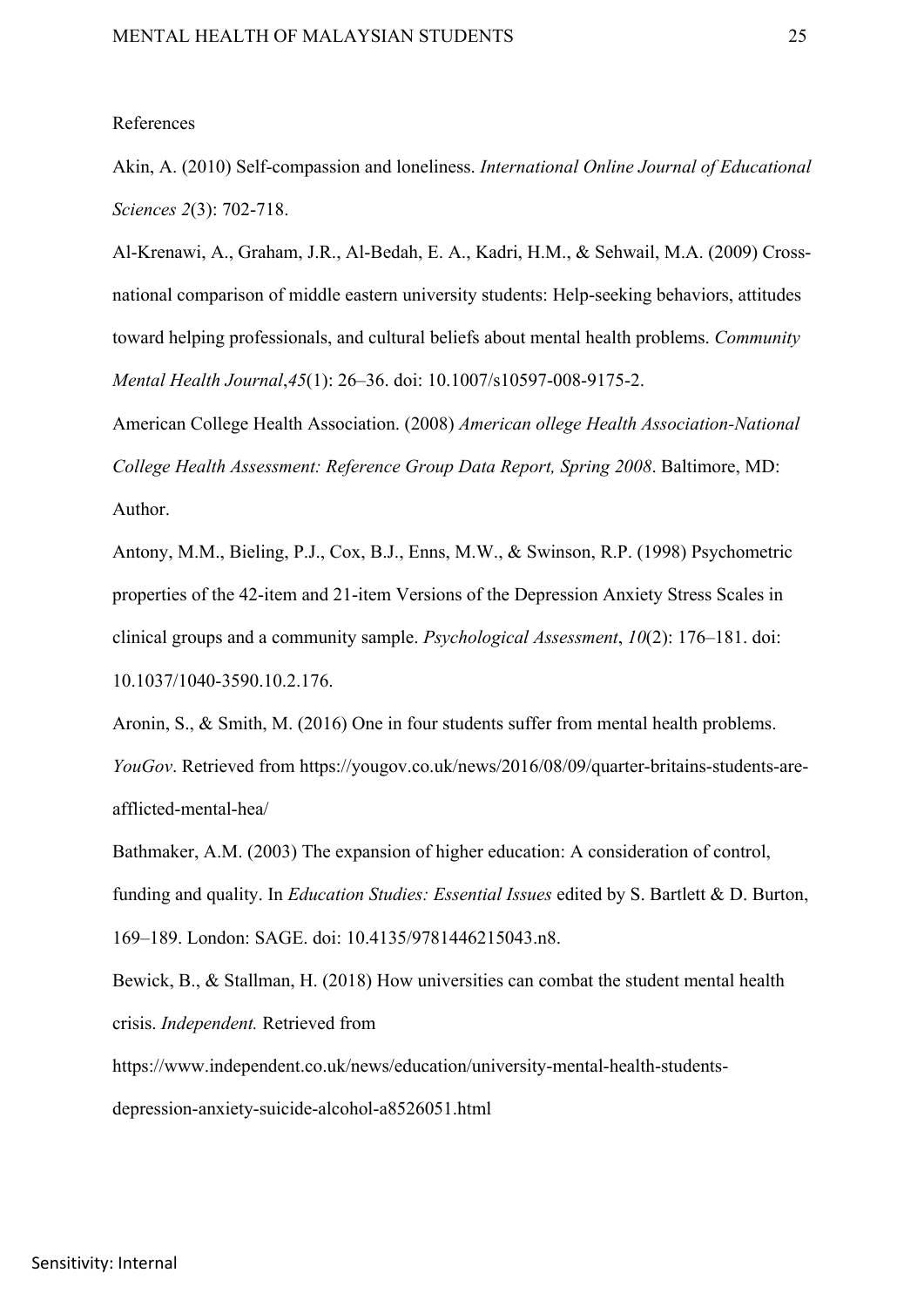References

Akin, A. (2010) Self-compassion and loneliness. *International Online Journal of Educational Sciences 2*(3): 702-718.

Al-Krenawi, A., Graham, J.R., Al-Bedah, E. A., Kadri, H.M., & Sehwail, M.A. (2009) Cross-national comparison of middle eastern university students: Help-seeking behaviors, attitudes toward helping professionals, and cultural beliefs about mental health problems. *Community Mental Health Journal*,*45*(1): 26–36. doi: 10.1007/s10597-008-9175-2.

American College Health Association. (2008) *American ollege Health Association-National College Health Assessment: Reference Group Data Report, Spring 2008*. Baltimore, MD: Author.

Antony, M.M., Bieling, P.J., Cox, B.J., Enns, M.W., & Swinson, R.P. (1998) Psychometric properties of the 42-item and 21-item Versions of the Depression Anxiety Stress Scales in clinical groups and a community sample. *Psychological Assessment*, *10*(2): 176–181. doi: 10.1037/1040-3590.10.2.176.

Aronin, S., & Smith, M. (2016) One in four students suffer from mental health problems. *YouGov*. Retrieved from https://yougov.co.uk/news/2016/08/09/quarter-britains-students-are-afflicted-mental-hea/

Bathmaker, A.M. (2003) The expansion of higher education: A consideration of control, funding and quality. In *Education Studies: Essential Issues* edited by S. Bartlett & D. Burton, 169–189. London: SAGE. doi: 10.4135/9781446215043.n8.

Bewick, B., & Stallman, H. (2018) How universities can combat the student mental health crisis. *Independent.* Retrieved from https://www.independent.co.uk/news/education/university-mental-health-students-depression-anxiety-suicide-alcohol-a8526051.html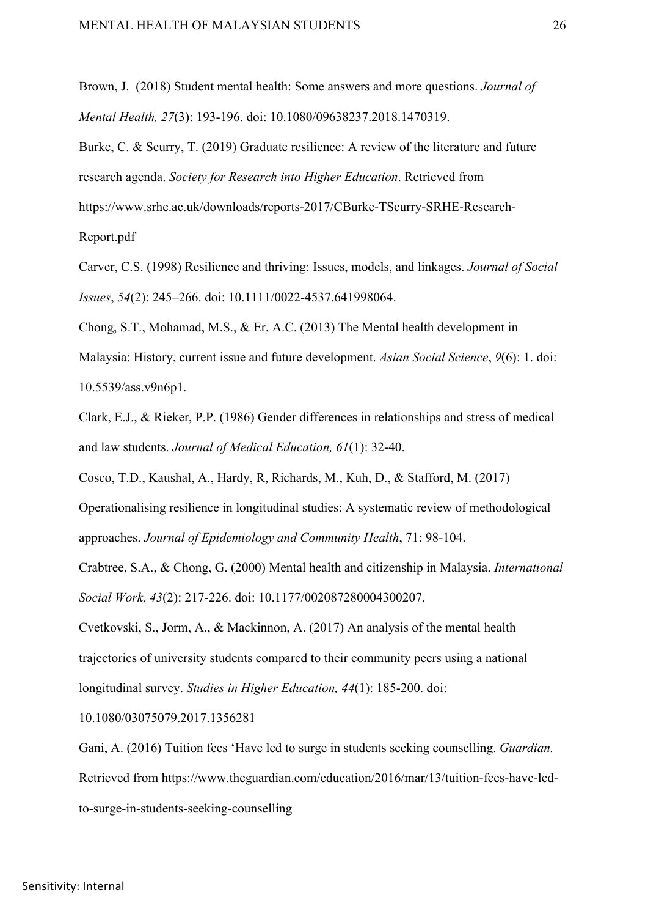Brown, J. (2018) Student mental health: Some answers and more questions. *Journal of Mental Health, 27*(3): 193-196. doi: 10.1080/09638237.2018.1470319.

Burke, C. & Scurry, T. (2019) Graduate resilience: A review of the literature and future research agenda. *Society for Research into Higher Education*. Retrieved from https://www.srhe.ac.uk/downloads/reports-2017/CBurke-TScurry-SRHE-Research-Report.pdf

Carver, C.S. (1998) Resilience and thriving: Issues, models, and linkages. *Journal of Social Issues*, *54*(2): 245–266. doi: 10.1111/0022-4537.641998064.

Chong, S.T., Mohamad, M.S., & Er, A.C. (2013) The Mental health development in Malaysia: History, current issue and future development. *Asian Social Science*, *9*(6): 1. doi: 10.5539/ass.v9n6p1.

Clark, E.J., & Rieker, P.P. (1986) Gender differences in relationships and stress of medical and law students. *Journal of Medical Education, 61*(1): 32-40.

Cosco, T.D., Kaushal, A., Hardy, R, Richards, M., Kuh, D., & Stafford, M. (2017) Operationalising resilience in longitudinal studies: A systematic review of methodological approaches. *Journal of Epidemiology and Community Health*, 71: 98-104.

Crabtree, S.A., & Chong, G. (2000) Mental health and citizenship in Malaysia. *International Social Work, 43*(2): 217-226. doi: 10.1177/002087280004300207.

Cvetkovski, S., Jorm, A., & Mackinnon, A. (2017) An analysis of the mental health trajectories of university students compared to their community peers using a national longitudinal survey. *Studies in Higher Education, 44*(1): 185-200. doi: 10.1080/03075079.2017.1356281

Gani, A. (2016) Tuition fees 'Have led to surge in students seeking counselling. *Guardian.* Retrieved from https://www.theguardian.com/education/2016/mar/13/tuition-fees-have-led-to-surge-in-students-seeking-counselling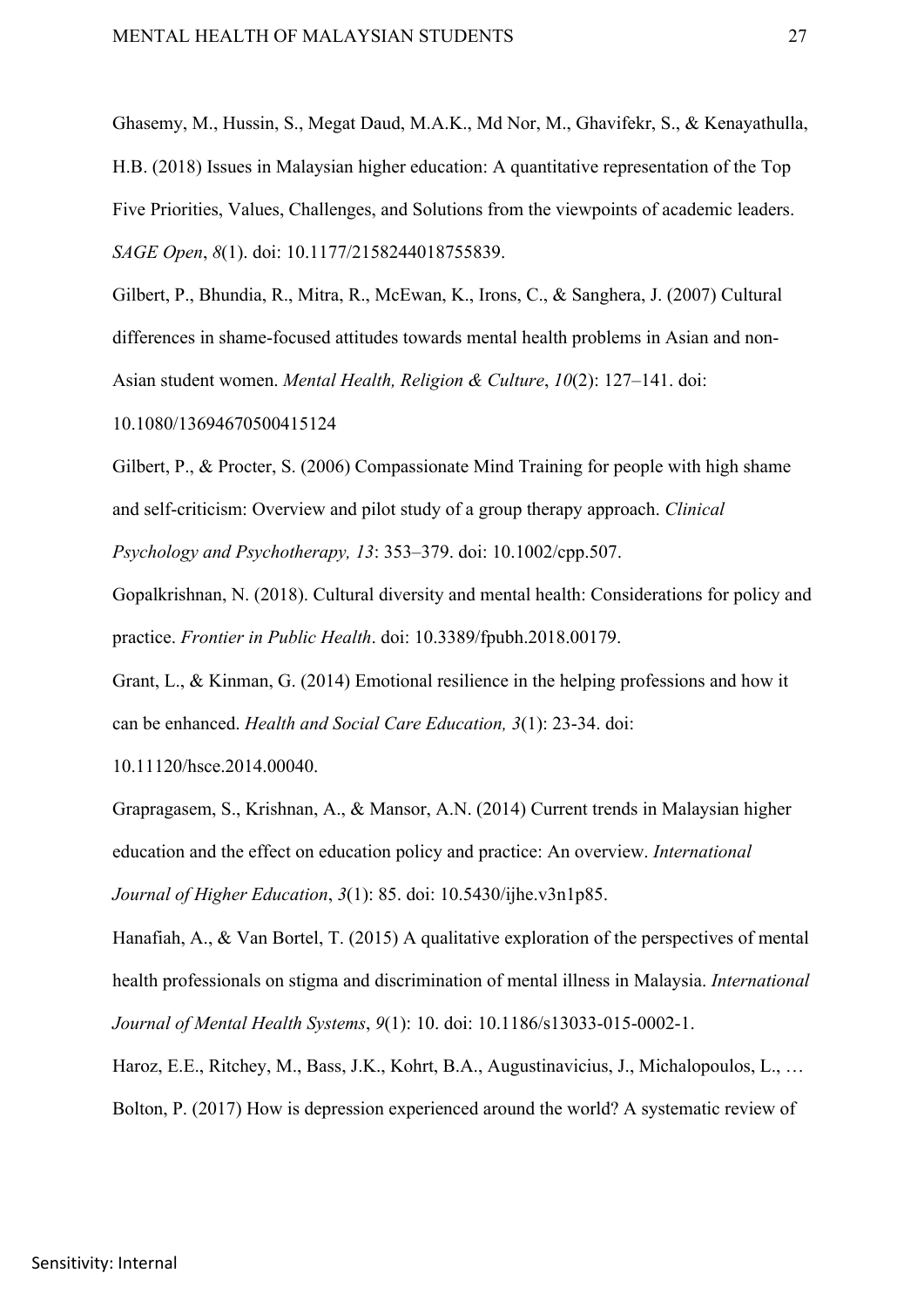Ghasemy, M., Hussin, S., Megat Daud, M.A.K., Md Nor, M., Ghavifekr, S., & Kenayathulla, H.B. (2018) Issues in Malaysian higher education: A quantitative representation of the Top Five Priorities, Values, Challenges, and Solutions from the viewpoints of academic leaders. *SAGE Open*, *8*(1). doi: 10.1177/2158244018755839.

Gilbert, P., Bhundia, R., Mitra, R., McEwan, K., Irons, C., & Sanghera, J. (2007) Cultural differences in shame-focused attitudes towards mental health problems in Asian and non-Asian student women. *Mental Health, Religion & Culture*, *10*(2): 127–141. doi: 10.1080/13694670500415124

Gilbert, P., & Procter, S. (2006) Compassionate Mind Training for people with high shame and self-criticism: Overview and pilot study of a group therapy approach. *Clinical Psychology and Psychotherapy, 13*: 353–379. doi: 10.1002/cpp.507.

Gopalkrishnan, N. (2018). Cultural diversity and mental health: Considerations for policy and practice. *Frontier in Public Health*. doi: 10.3389/fpubh.2018.00179.

Grant, L., & Kinman, G. (2014) Emotional resilience in the helping professions and how it can be enhanced. *Health and Social Care Education, 3*(1): 23-34. doi: 10.11120/hsce.2014.00040.

Grapragasem, S., Krishnan, A., & Mansor, A.N. (2014) Current trends in Malaysian higher education and the effect on education policy and practice: An overview. *International Journal of Higher Education*, *3*(1): 85. doi: 10.5430/ijhe.v3n1p85.

Hanafiah, A., & Van Bortel, T. (2015) A qualitative exploration of the perspectives of mental health professionals on stigma and discrimination of mental illness in Malaysia. *International Journal of Mental Health Systems*, *9*(1): 10. doi: 10.1186/s13033-015-0002-1.

Haroz, E.E., Ritchey, M., Bass, J.K., Kohrt, B.A., Augustinavicius, J., Michalopoulos, L., … Bolton, P. (2017) How is depression experienced around the world? A systematic review of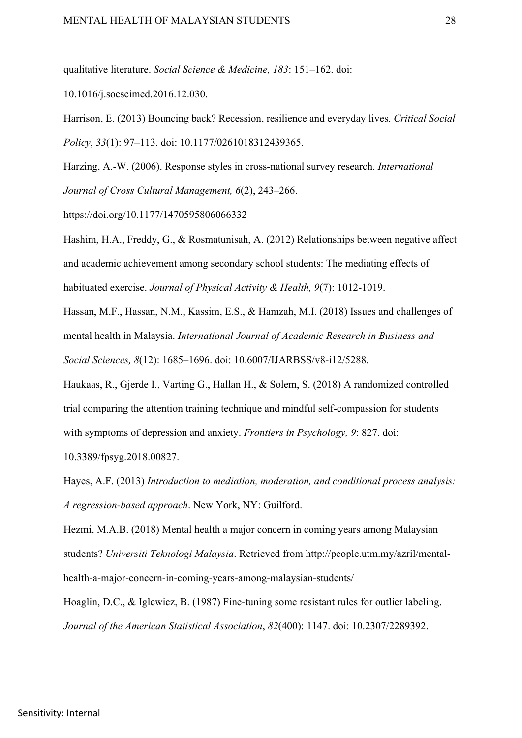qualitative literature. *Social Science & Medicine, 183*: 151–162. doi: 10.1016/j.socscimed.2016.12.030.

Harrison, E. (2013) Bouncing back? Recession, resilience and everyday lives. *Critical Social Policy*, *33*(1): 97–113. doi: 10.1177/0261018312439365.

Harzing, A.-W. (2006). Response styles in cross-national survey research. *International Journal of Cross Cultural Management, 6*(2), 243–266. https://doi.org/10.1177/1470595806066332

Hashim, H.A., Freddy, G., & Rosmatunisah, A. (2012) Relationships between negative affect and academic achievement among secondary school students: The mediating effects of habituated exercise. *Journal of Physical Activity & Health, 9*(7): 1012-1019.

Hassan, M.F., Hassan, N.M., Kassim, E.S., & Hamzah, M.I. (2018) Issues and challenges of mental health in Malaysia. *International Journal of Academic Research in Business and Social Sciences, 8*(12): 1685–1696. doi: 10.6007/IJARBSS/v8-i12/5288.

Haukaas, R., Gjerde I., Varting G., Hallan H., & Solem, S. (2018) A randomized controlled trial comparing the attention training technique and mindful self-compassion for students with symptoms of depression and anxiety. *Frontiers in Psychology, 9*: 827. doi: 10.3389/fpsyg.2018.00827.

Hayes, A.F. (2013) *Introduction to mediation, moderation, and conditional process analysis: A regression-based approach*. New York, NY: Guilford.

Hezmi, M.A.B. (2018) Mental health a major concern in coming years among Malaysian students? *Universiti Teknologi Malaysia*. Retrieved from http://people.utm.my/azril/mental-health-a-major-concern-in-coming-years-among-malaysian-students/

Hoaglin, D.C., & Iglewicz, B. (1987) Fine-tuning some resistant rules for outlier labeling. *Journal of the American Statistical Association*, *82*(400): 1147. doi: 10.2307/2289392.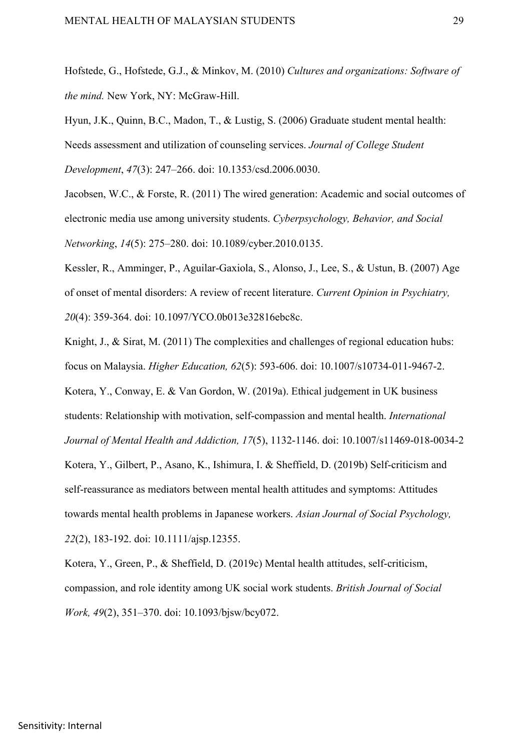Hofstede, G., Hofstede, G.J., & Minkov, M. (2010) *Cultures and organizations: Software of the mind.* New York, NY: McGraw-Hill.

Hyun, J.K., Quinn, B.C., Madon, T., & Lustig, S. (2006) Graduate student mental health: Needs assessment and utilization of counseling services. *Journal of College Student Development*, *47*(3): 247–266. doi: 10.1353/csd.2006.0030.

Jacobsen, W.C., & Forste, R. (2011) The wired generation: Academic and social outcomes of electronic media use among university students. *Cyberpsychology, Behavior, and Social Networking*, *14*(5): 275–280. doi: 10.1089/cyber.2010.0135.

Kessler, R., Amminger, P., Aguilar-Gaxiola, S., Alonso, J., Lee, S., & Ustun, B. (2007) Age of onset of mental disorders: A review of recent literature. *Current Opinion in Psychiatry, 20*(4): 359-364. doi: 10.1097/YCO.0b013e32816ebc8c.

Knight, J., & Sirat, M. (2011) The complexities and challenges of regional education hubs: focus on Malaysia. *Higher Education, 62*(5): 593-606. doi: 10.1007/s10734-011-9467-2.

Kotera, Y., Conway, E. & Van Gordon, W. (2019a). Ethical judgement in UK business students: Relationship with motivation, self-compassion and mental health. *International Journal of Mental Health and Addiction, 17*(5), 1132-1146. doi: 10.1007/s11469-018-0034-2

Kotera, Y., Gilbert, P., Asano, K., Ishimura, I. & Sheffield, D. (2019b) Self-criticism and self-reassurance as mediators between mental health attitudes and symptoms: Attitudes towards mental health problems in Japanese workers. *Asian Journal of Social Psychology, 22*(2), 183-192. doi: 10.1111/ajsp.12355.

Kotera, Y., Green, P., & Sheffield, D. (2019c) Mental health attitudes, self-criticism, compassion, and role identity among UK social work students. *British Journal of Social Work, 49*(2), 351–370. doi: 10.1093/bjsw/bcy072.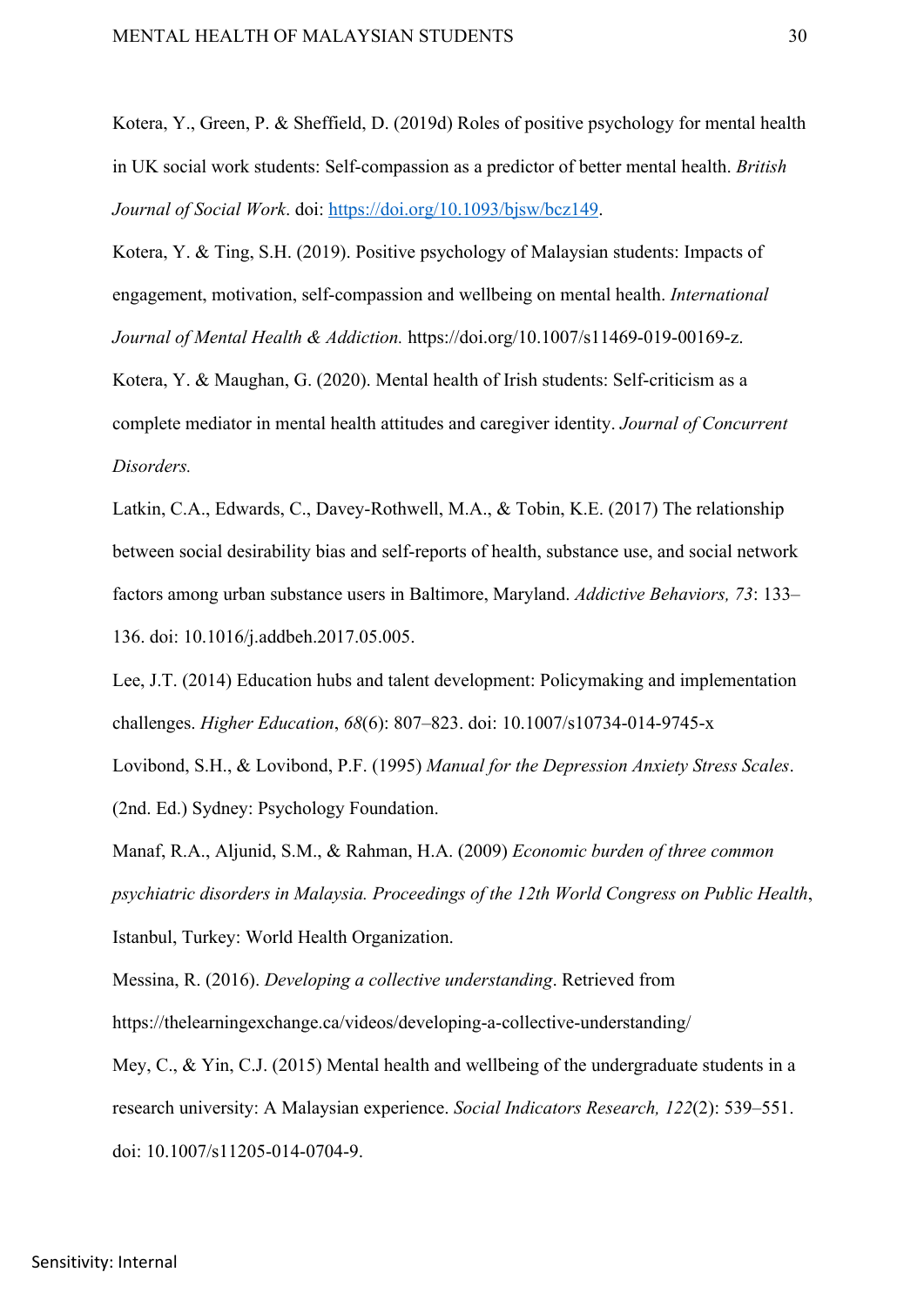Kotera, Y., Green, P. & Sheffield, D. (2019d) Roles of positive psychology for mental health in UK social work students: Self-compassion as a predictor of better mental health. *British Journal of Social Work*. doi: https://doi.org/10.1093/bjsw/bcz149.

Kotera, Y. & Ting, S.H. (2019). Positive psychology of Malaysian students: Impacts of engagement, motivation, self-compassion and wellbeing on mental health. *International Journal of Mental Health & Addiction.* https://doi.org/10.1007/s11469-019-00169-z.

Kotera, Y. & Maughan, G. (2020). Mental health of Irish students: Self-criticism as a complete mediator in mental health attitudes and caregiver identity. *Journal of Concurrent Disorders.*

Latkin, C.A., Edwards, C., Davey-Rothwell, M.A., & Tobin, K.E. (2017) The relationship between social desirability bias and self-reports of health, substance use, and social network factors among urban substance users in Baltimore, Maryland. *Addictive Behaviors, 73*: 133–136. doi: 10.1016/j.addbeh.2017.05.005.

Lee, J.T. (2014) Education hubs and talent development: Policymaking and implementation challenges. *Higher Education*, *68*(6): 807–823. doi: 10.1007/s10734-014-9745-x

Lovibond, S.H., & Lovibond, P.F. (1995) *Manual for the Depression Anxiety Stress Scales*. (2nd. Ed.) Sydney: Psychology Foundation.

Manaf, R.A., Aljunid, S.M., & Rahman, H.A. (2009) *Economic burden of three common psychiatric disorders in Malaysia. Proceedings of the 12th World Congress on Public Health*, Istanbul, Turkey: World Health Organization.

Messina, R. (2016). *Developing a collective understanding*. Retrieved from https://thelearningexchange.ca/videos/developing-a-collective-understanding/

Mey, C., & Yin, C.J. (2015) Mental health and wellbeing of the undergraduate students in a research university: A Malaysian experience. *Social Indicators Research, 122*(2): 539–551. doi: 10.1007/s11205-014-0704-9.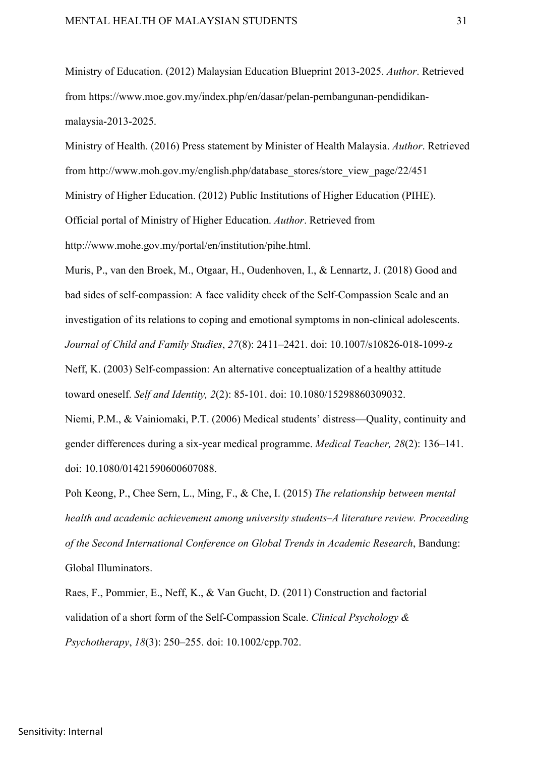Ministry of Education. (2012) Malaysian Education Blueprint 2013-2025. *Author*. Retrieved from https://www.moe.gov.my/index.php/en/dasar/pelan-pembangunan-pendidikan-malaysia-2013-2025.

Ministry of Health. (2016) Press statement by Minister of Health Malaysia. *Author*. Retrieved from http://www.moh.gov.my/english.php/database_stores/store_view_page/22/451

Ministry of Higher Education. (2012) Public Institutions of Higher Education (PIHE). Official portal of Ministry of Higher Education. *Author*. Retrieved from http://www.mohe.gov.my/portal/en/institution/pihe.html.

Muris, P., van den Broek, M., Otgaar, H., Oudenhoven, I., & Lennartz, J. (2018) Good and bad sides of self-compassion: A face validity check of the Self-Compassion Scale and an investigation of its relations to coping and emotional symptoms in non-clinical adolescents. *Journal of Child and Family Studies*, *27*(8): 2411–2421. doi: 10.1007/s10826-018-1099-z

Neff, K. (2003) Self-compassion: An alternative conceptualization of a healthy attitude toward oneself. *Self and Identity, 2*(2): 85-101. doi: 10.1080/15298860309032.

Niemi, P.M., & Vainiomaki, P.T. (2006) Medical students' distress—Quality, continuity and gender differences during a six-year medical programme. *Medical Teacher, 28*(2): 136–141. doi: 10.1080/01421590600607088.

Poh Keong, P., Chee Sern, L., Ming, F., & Che, I. (2015) *The relationship between mental health and academic achievement among university students–A literature review. Proceeding of the Second International Conference on Global Trends in Academic Research*, Bandung: Global Illuminators.

Raes, F., Pommier, E., Neff, K., & Van Gucht, D. (2011) Construction and factorial validation of a short form of the Self-Compassion Scale. *Clinical Psychology & Psychotherapy*, *18*(3): 250–255. doi: 10.1002/cpp.702.

Sensitivity: Internal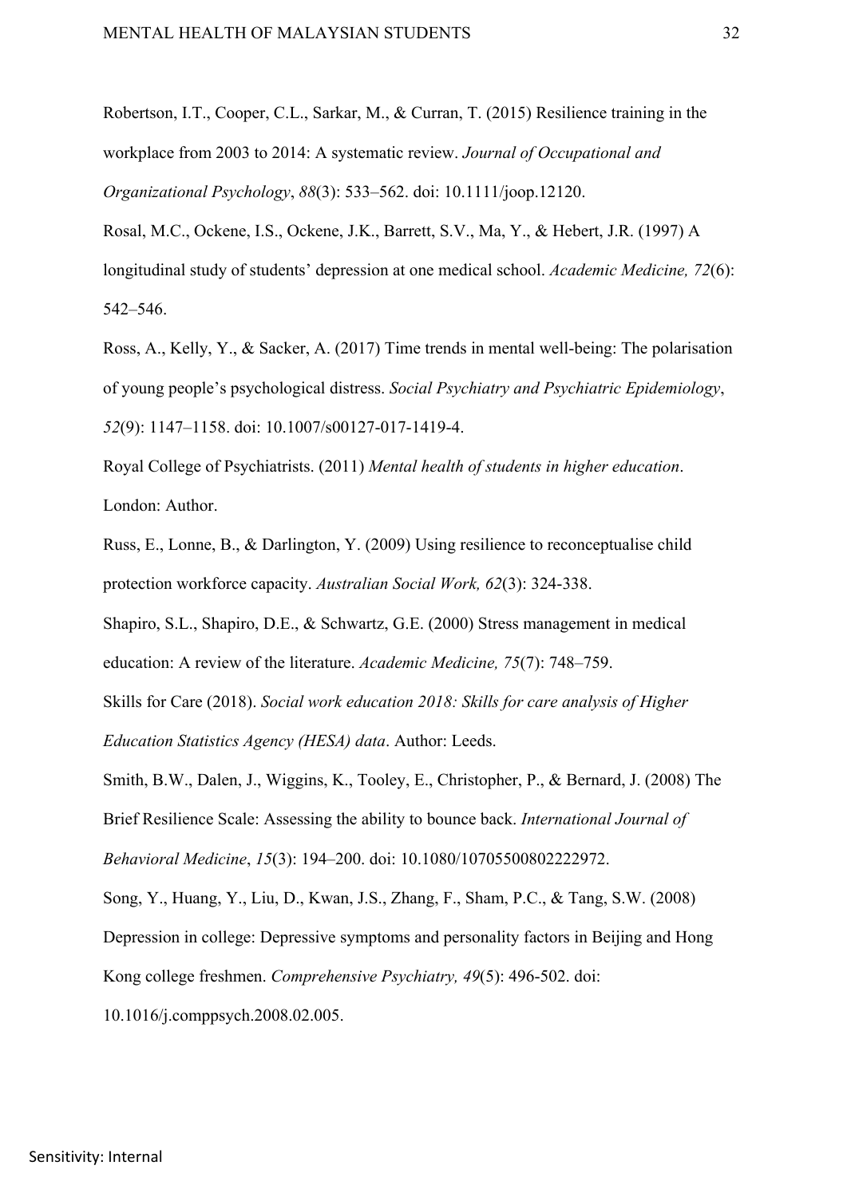Robertson, I.T., Cooper, C.L., Sarkar, M., & Curran, T. (2015) Resilience training in the workplace from 2003 to 2014: A systematic review. *Journal of Occupational and Organizational Psychology*, *88*(3): 533–562. doi: 10.1111/joop.12120.

Rosal, M.C., Ockene, I.S., Ockene, J.K., Barrett, S.V., Ma, Y., & Hebert, J.R. (1997) A longitudinal study of students' depression at one medical school. *Academic Medicine, 72*(6): 542–546.

Ross, A., Kelly, Y., & Sacker, A. (2017) Time trends in mental well-being: The polarisation of young people's psychological distress. *Social Psychiatry and Psychiatric Epidemiology*, *52*(9): 1147–1158. doi: 10.1007/s00127-017-1419-4.

Royal College of Psychiatrists. (2011) *Mental health of students in higher education*. London: Author.

Russ, E., Lonne, B., & Darlington, Y. (2009) Using resilience to reconceptualise child protection workforce capacity. *Australian Social Work, 62*(3): 324-338.

Shapiro, S.L., Shapiro, D.E., & Schwartz, G.E. (2000) Stress management in medical education: A review of the literature. *Academic Medicine, 75*(7): 748–759.

Skills for Care (2018). *Social work education 2018: Skills for care analysis of Higher Education Statistics Agency (HESA) data*. Author: Leeds.

Smith, B.W., Dalen, J., Wiggins, K., Tooley, E., Christopher, P., & Bernard, J. (2008) The Brief Resilience Scale: Assessing the ability to bounce back. *International Journal of Behavioral Medicine*, *15*(3): 194–200. doi: 10.1080/10705500802222972.

Song, Y., Huang, Y., Liu, D., Kwan, J.S., Zhang, F., Sham, P.C., & Tang, S.W. (2008) Depression in college: Depressive symptoms and personality factors in Beijing and Hong Kong college freshmen. *Comprehensive Psychiatry, 49*(5): 496-502. doi: 10.1016/j.comppsych.2008.02.005.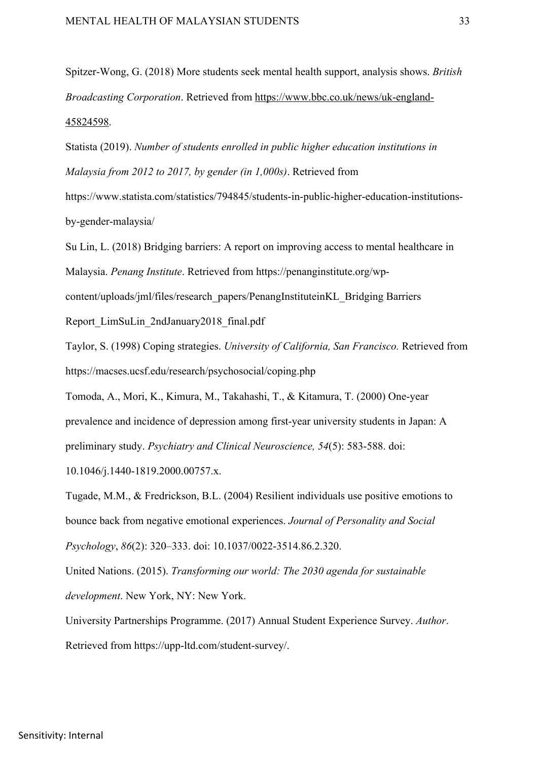Spitzer-Wong, G. (2018) More students seek mental health support, analysis shows. *British Broadcasting Corporation*. Retrieved from https://www.bbc.co.uk/news/uk-england-45824598.

Statista (2019). *Number of students enrolled in public higher education institutions in Malaysia from 2012 to 2017, by gender (in 1,000s)*. Retrieved from https://www.statista.com/statistics/794845/students-in-public-higher-education-institutions-by-gender-malaysia/

Su Lin, L. (2018) Bridging barriers: A report on improving access to mental healthcare in Malaysia. *Penang Institute*. Retrieved from https://penanginstitute.org/wp-content/uploads/jml/files/research_papers/PenangInstituteinKL_Bridging Barriers Report_LimSuLin_2ndJanuary2018_final.pdf

Taylor, S. (1998) Coping strategies. *University of California, San Francisco.* Retrieved from https://macses.ucsf.edu/research/psychosocial/coping.php

Tomoda, A., Mori, K., Kimura, M., Takahashi, T., & Kitamura, T. (2000) One-year prevalence and incidence of depression among first-year university students in Japan: A preliminary study. *Psychiatry and Clinical Neuroscience, 54*(5): 583-588. doi: 10.1046/j.1440-1819.2000.00757.x.

Tugade, M.M., & Fredrickson, B.L. (2004) Resilient individuals use positive emotions to bounce back from negative emotional experiences. *Journal of Personality and Social Psychology*, *86*(2): 320–333. doi: 10.1037/0022-3514.86.2.320.

United Nations. (2015). *Transforming our world: The 2030 agenda for sustainable development*. New York, NY: New York.

University Partnerships Programme. (2017) Annual Student Experience Survey. *Author*. Retrieved from https://upp-ltd.com/student-survey/.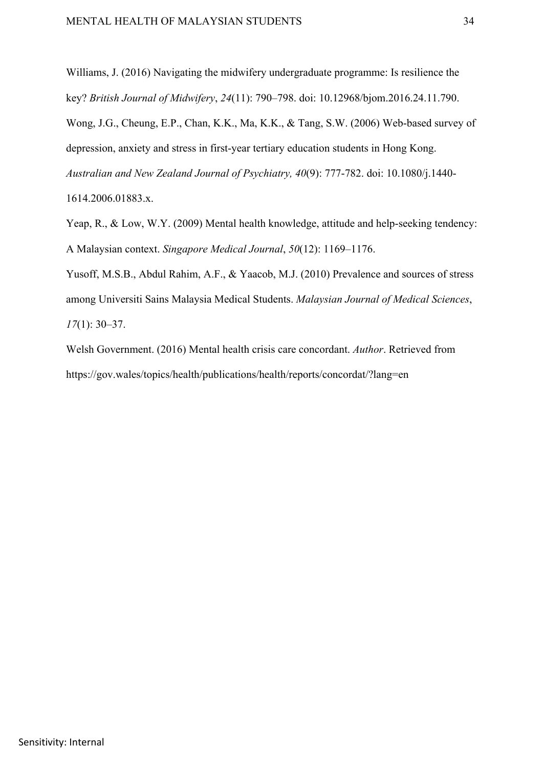Williams, J. (2016) Navigating the midwifery undergraduate programme: Is resilience the key? *British Journal of Midwifery*, *24*(11): 790–798. doi: 10.12968/bjom.2016.24.11.790.

Wong, J.G., Cheung, E.P., Chan, K.K., Ma, K.K., & Tang, S.W. (2006) Web-based survey of depression, anxiety and stress in first-year tertiary education students in Hong Kong. *Australian and New Zealand Journal of Psychiatry, 40*(9): 777-782. doi: 10.1080/j.1440-1614.2006.01883.x.

Yeap, R., & Low, W.Y. (2009) Mental health knowledge, attitude and help-seeking tendency: A Malaysian context. *Singapore Medical Journal*, *50*(12): 1169–1176.

Yusoff, M.S.B., Abdul Rahim, A.F., & Yaacob, M.J. (2010) Prevalence and sources of stress among Universiti Sains Malaysia Medical Students. *Malaysian Journal of Medical Sciences*, *17*(1): 30–37.

Welsh Government. (2016) Mental health crisis care concordant. *Author*. Retrieved from https://gov.wales/topics/health/publications/health/reports/concordat/?lang=en